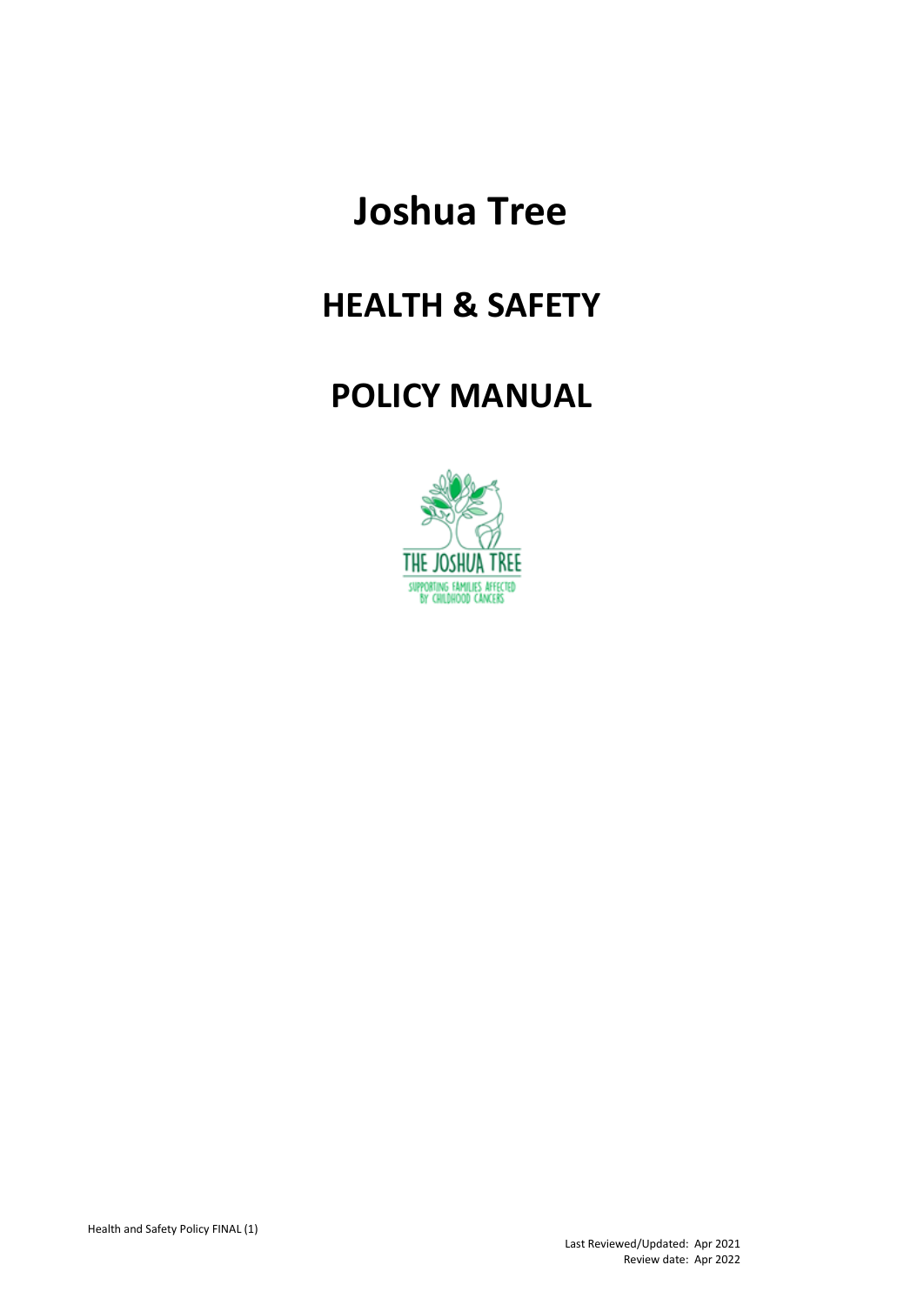# Joshua Tree

# HEALTH & SAFETY

# POLICY MANUAL

Health and Safety Policy FINAL (1)

Last Reviewed/Updated: Apr 2021
Review date: Apr 2022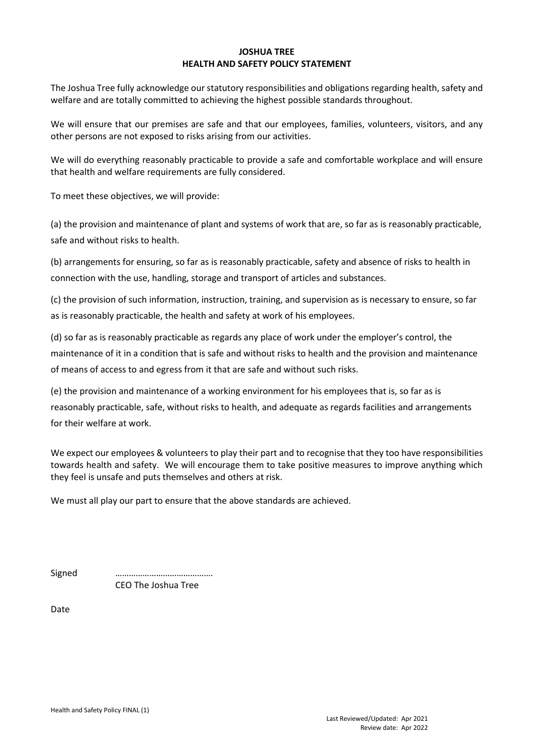# JOSHUA TREE
## HEALTH AND SAFETY POLICY STATEMENT

The Joshua Tree fully acknowledge our statutory responsibilities and obligations regarding health, safety and welfare and are totally committed to achieving the highest possible standards throughout.

We will ensure that our premises are safe and that our employees, families, volunteers, visitors, and any other persons are not exposed to risks arising from our activities.

We will do everything reasonably practicable to provide a safe and comfortable workplace and will ensure that health and welfare requirements are fully considered.

To meet these objectives, we will provide:

(a) the provision and maintenance of plant and systems of work that are, so far as is reasonably practicable, safe and without risks to health.

(b) arrangements for ensuring, so far as is reasonably practicable, safety and absence of risks to health in connection with the use, handling, storage and transport of articles and substances.

(c) the provision of such information, instruction, training, and supervision as is necessary to ensure, so far as is reasonably practicable, the health and safety at work of his employees.

(d) so far as is reasonably practicable as regards any place of work under the employer's control, the maintenance of it in a condition that is safe and without risks to health and the provision and maintenance of means of access to and egress from it that are safe and without such risks.

(e) the provision and maintenance of a working environment for his employees that is, so far as is reasonably practicable, safe, without risks to health, and adequate as regards facilities and arrangements for their welfare at work.

We expect our employees & volunteers to play their part and to recognise that they too have responsibilities towards health and safety. We will encourage them to take positive measures to improve anything which they feel is unsafe and puts themselves and others at risk.

We must all play our part to ensure that the above standards are achieved.

Signed ……………………………………
CEO The Joshua Tree

Date

Health and Safety Policy FINAL (1)

Last Reviewed/Updated: Apr 2021
Review date: Apr 2022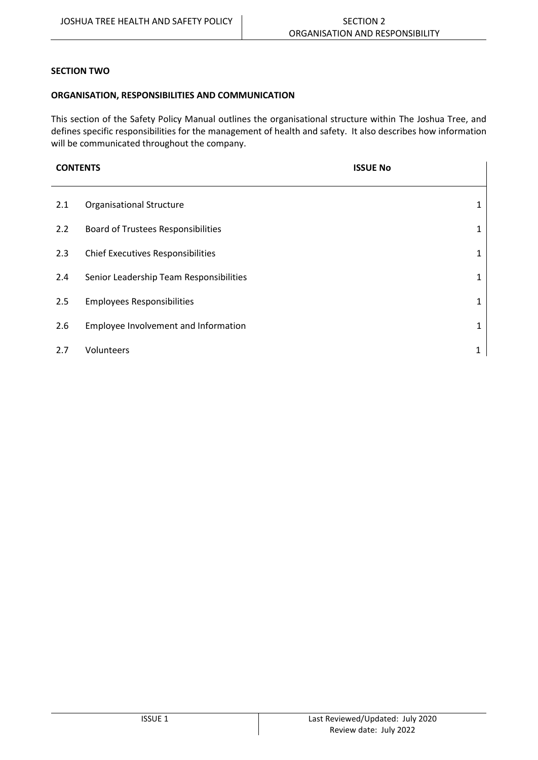**SECTION TWO**

**ORGANISATION, RESPONSIBILITIES AND COMMUNICATION**

This section of the Safety Policy Manual outlines the organisational structure within The Joshua Tree, and defines specific responsibilities for the management of health and safety. It also describes how information will be communicated throughout the company.

| **CONTENTS** | | **ISSUE No** |
|---|---|---|
| 2.1 | Organisational Structure | 1 |
| 2.2 | Board of Trustees Responsibilities | 1 |
| 2.3 | Chief Executives Responsibilities | 1 |
| 2.4 | Senior Leadership Team Responsibilities | 1 |
| 2.5 | Employees Responsibilities | 1 |
| 2.6 | Employee Involvement and Information | 1 |
| 2.7 | Volunteers | 1 |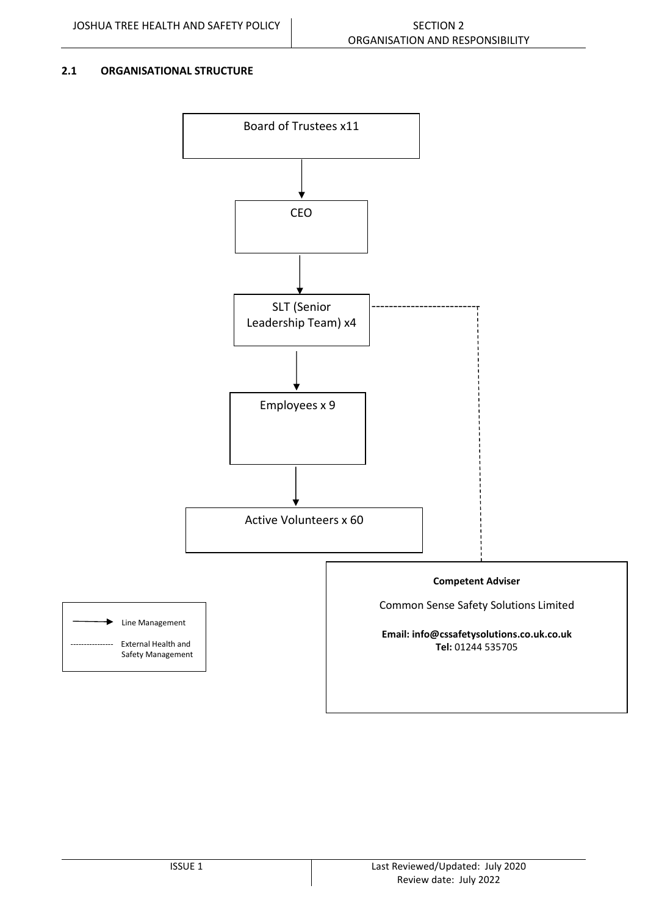## 2.1 ORGANISATIONAL STRUCTURE

Board of Trustees x11

CEO

SLT (Senior Leadership Team) x4

Employees x 9

Active Volunteers x 60

**Competent Adviser**

Common Sense Safety Solutions Limited

**Email: info@cssafetysolutions.co.uk.co.uk**
**Tel:** 01244 535705

Line Management

External Health and Safety Management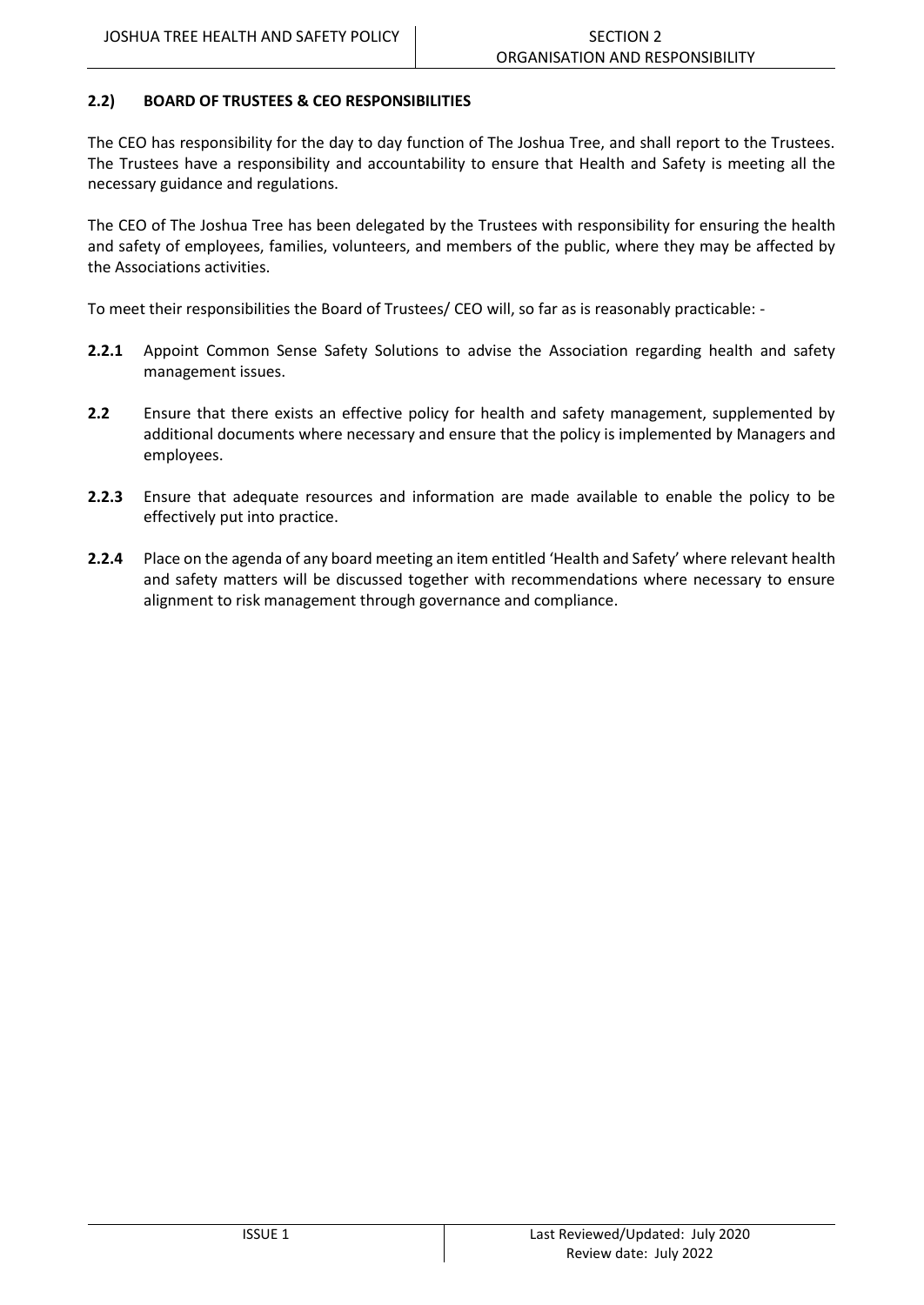### 2.2) BOARD OF TRUSTEES & CEO RESPONSIBILITIES

The CEO has responsibility for the day to day function of The Joshua Tree, and shall report to the Trustees. The Trustees have a responsibility and accountability to ensure that Health and Safety is meeting all the necessary guidance and regulations.

The CEO of The Joshua Tree has been delegated by the Trustees with responsibility for ensuring the health and safety of employees, families, volunteers, and members of the public, where they may be affected by the Associations activities.

To meet their responsibilities the Board of Trustees/ CEO will, so far as is reasonably practicable: -

**2.2.1** Appoint Common Sense Safety Solutions to advise the Association regarding health and safety management issues.

**2.2** Ensure that there exists an effective policy for health and safety management, supplemented by additional documents where necessary and ensure that the policy is implemented by Managers and employees.

**2.2.3** Ensure that adequate resources and information are made available to enable the policy to be effectively put into practice.

**2.2.4** Place on the agenda of any board meeting an item entitled 'Health and Safety' where relevant health and safety matters will be discussed together with recommendations where necessary to ensure alignment to risk management through governance and compliance.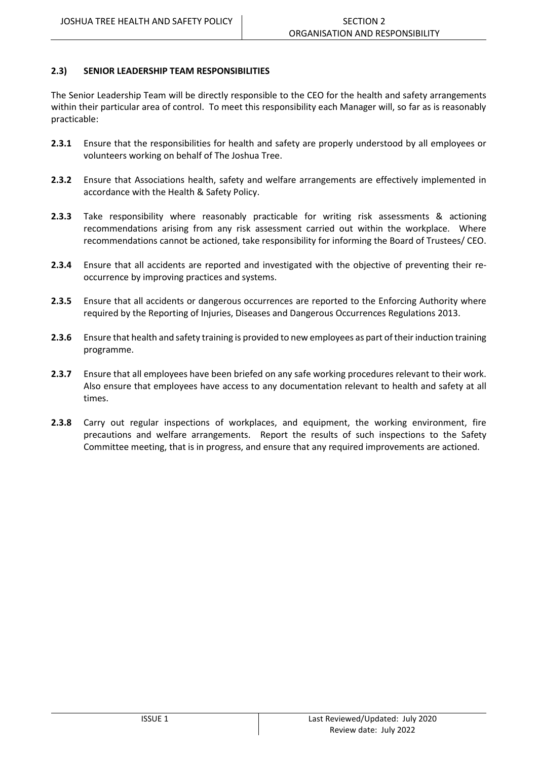## 2.3) SENIOR LEADERSHIP TEAM RESPONSIBILITIES

The Senior Leadership Team will be directly responsible to the CEO for the health and safety arrangements within their particular area of control. To meet this responsibility each Manager will, so far as is reasonably practicable:

**2.3.1** Ensure that the responsibilities for health and safety are properly understood by all employees or volunteers working on behalf of The Joshua Tree.

**2.3.2** Ensure that Associations health, safety and welfare arrangements are effectively implemented in accordance with the Health & Safety Policy.

**2.3.3** Take responsibility where reasonably practicable for writing risk assessments & actioning recommendations arising from any risk assessment carried out within the workplace. Where recommendations cannot be actioned, take responsibility for informing the Board of Trustees/ CEO.

**2.3.4** Ensure that all accidents are reported and investigated with the objective of preventing their re-occurrence by improving practices and systems.

**2.3.5** Ensure that all accidents or dangerous occurrences are reported to the Enforcing Authority where required by the Reporting of Injuries, Diseases and Dangerous Occurrences Regulations 2013.

**2.3.6** Ensure that health and safety training is provided to new employees as part of their induction training programme.

**2.3.7** Ensure that all employees have been briefed on any safe working procedures relevant to their work. Also ensure that employees have access to any documentation relevant to health and safety at all times.

**2.3.8** Carry out regular inspections of workplaces, and equipment, the working environment, fire precautions and welfare arrangements. Report the results of such inspections to the Safety Committee meeting, that is in progress, and ensure that any required improvements are actioned.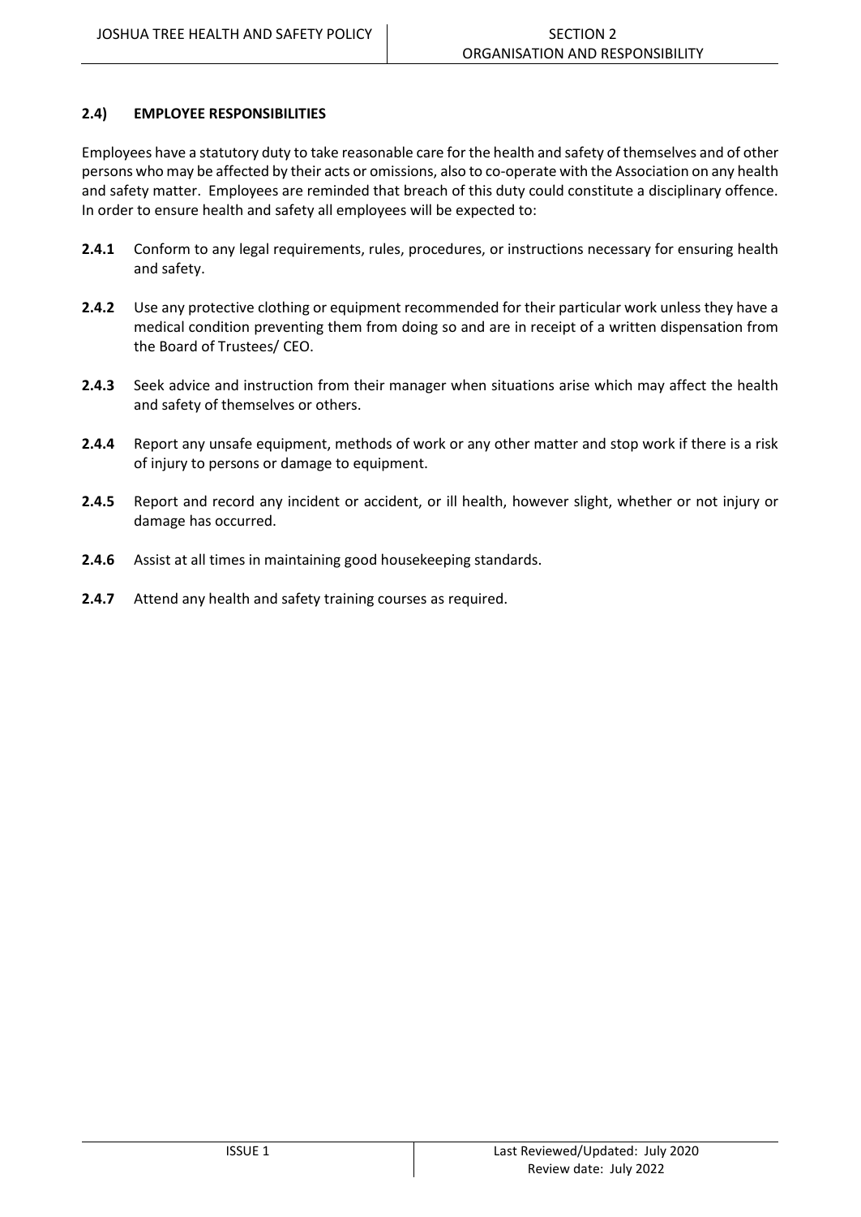## 2.4) EMPLOYEE RESPONSIBILITIES

Employees have a statutory duty to take reasonable care for the health and safety of themselves and of other persons who may be affected by their acts or omissions, also to co-operate with the Association on any health and safety matter. Employees are reminded that breach of this duty could constitute a disciplinary offence. In order to ensure health and safety all employees will be expected to:

**2.4.1** Conform to any legal requirements, rules, procedures, or instructions necessary for ensuring health and safety.

**2.4.2** Use any protective clothing or equipment recommended for their particular work unless they have a medical condition preventing them from doing so and are in receipt of a written dispensation from the Board of Trustees/ CEO.

**2.4.3** Seek advice and instruction from their manager when situations arise which may affect the health and safety of themselves or others.

**2.4.4** Report any unsafe equipment, methods of work or any other matter and stop work if there is a risk of injury to persons or damage to equipment.

**2.4.5** Report and record any incident or accident, or ill health, however slight, whether or not injury or damage has occurred.

**2.4.6** Assist at all times in maintaining good housekeeping standards.

**2.4.7** Attend any health and safety training courses as required.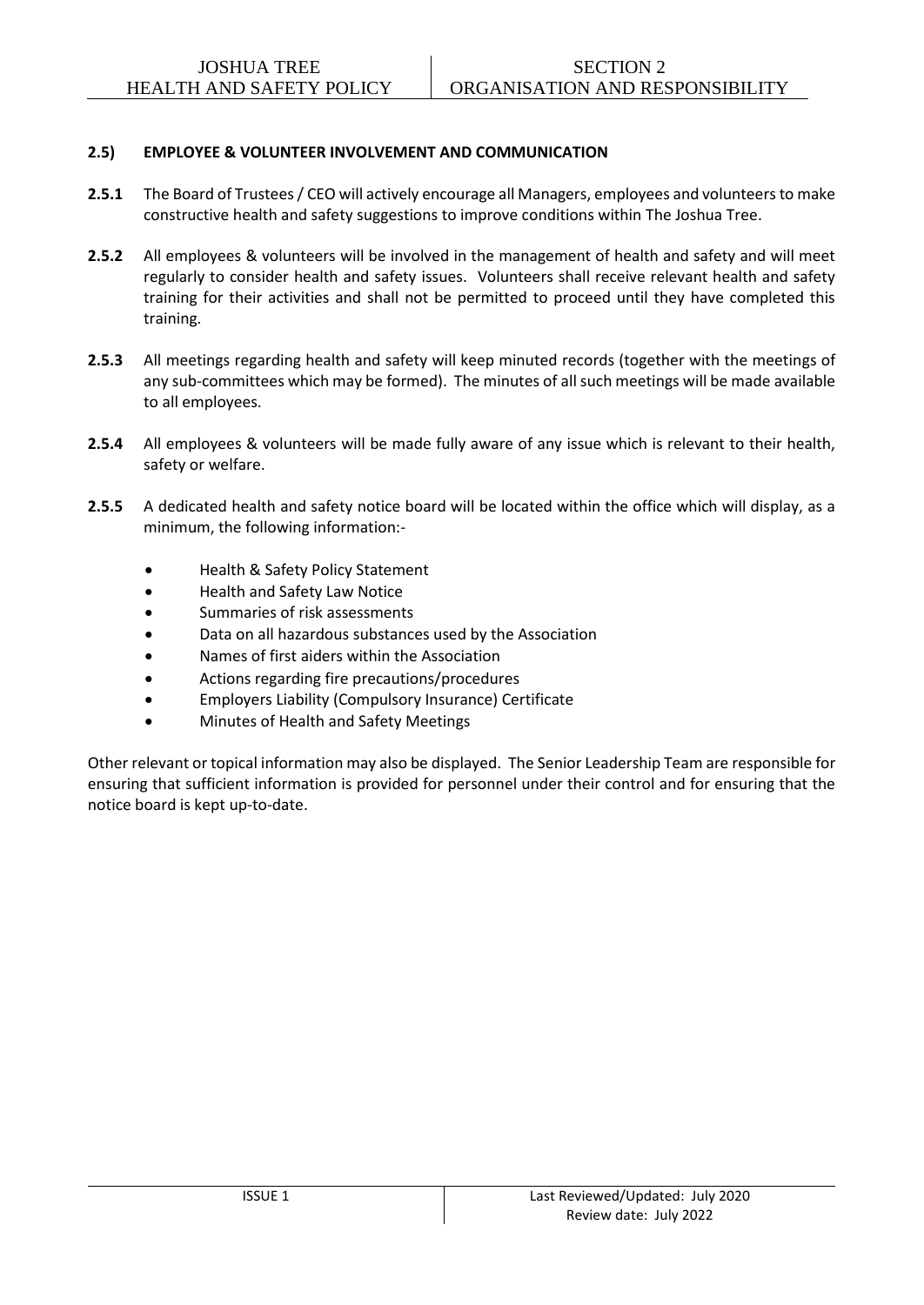## 2.5) EMPLOYEE & VOLUNTEER INVOLVEMENT AND COMMUNICATION

**2.5.1** The Board of Trustees / CEO will actively encourage all Managers, employees and volunteers to make constructive health and safety suggestions to improve conditions within The Joshua Tree.

**2.5.2** All employees & volunteers will be involved in the management of health and safety and will meet regularly to consider health and safety issues. Volunteers shall receive relevant health and safety training for their activities and shall not be permitted to proceed until they have completed this training.

**2.5.3** All meetings regarding health and safety will keep minuted records (together with the meetings of any sub-committees which may be formed). The minutes of all such meetings will be made available to all employees.

**2.5.4** All employees & volunteers will be made fully aware of any issue which is relevant to their health, safety or welfare.

**2.5.5** A dedicated health and safety notice board will be located within the office which will display, as a minimum, the following information:-

- Health & Safety Policy Statement
- Health and Safety Law Notice
- Summaries of risk assessments
- Data on all hazardous substances used by the Association
- Names of first aiders within the Association
- Actions regarding fire precautions/procedures
- Employers Liability (Compulsory Insurance) Certificate
- Minutes of Health and Safety Meetings

Other relevant or topical information may also be displayed. The Senior Leadership Team are responsible for ensuring that sufficient information is provided for personnel under their control and for ensuring that the notice board is kept up-to-date.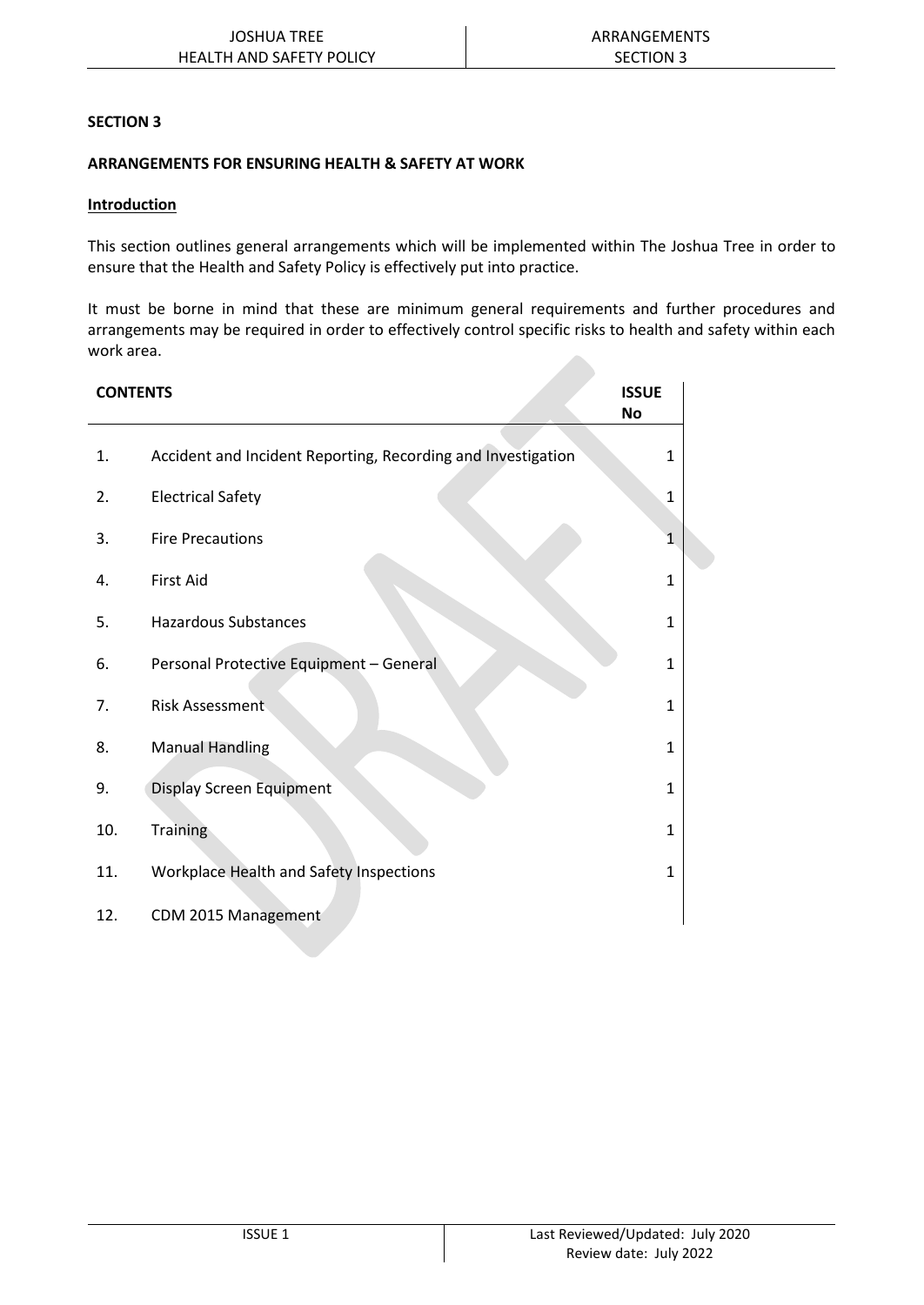## SECTION 3

### ARRANGEMENTS FOR ENSURING HEALTH & SAFETY AT WORK

**Introduction**

This section outlines general arrangements which will be implemented within The Joshua Tree in order to ensure that the Health and Safety Policy is effectively put into practice.

It must be borne in mind that these are minimum general requirements and further procedures and arrangements may be required in order to effectively control specific risks to health and safety within each work area.

| CONTENTS | | ISSUE No |
|---|---|---|
| 1. | Accident and Incident Reporting, Recording and Investigation | 1 |
| 2. | Electrical Safety | 1 |
| 3. | Fire Precautions | 1 |
| 4. | First Aid | 1 |
| 5. | Hazardous Substances | 1 |
| 6. | Personal Protective Equipment – General | 1 |
| 7. | Risk Assessment | 1 |
| 8. | Manual Handling | 1 |
| 9. | Display Screen Equipment | 1 |
| 10. | Training | 1 |
| 11. | Workplace Health and Safety Inspections | 1 |
| 12. | CDM 2015 Management | |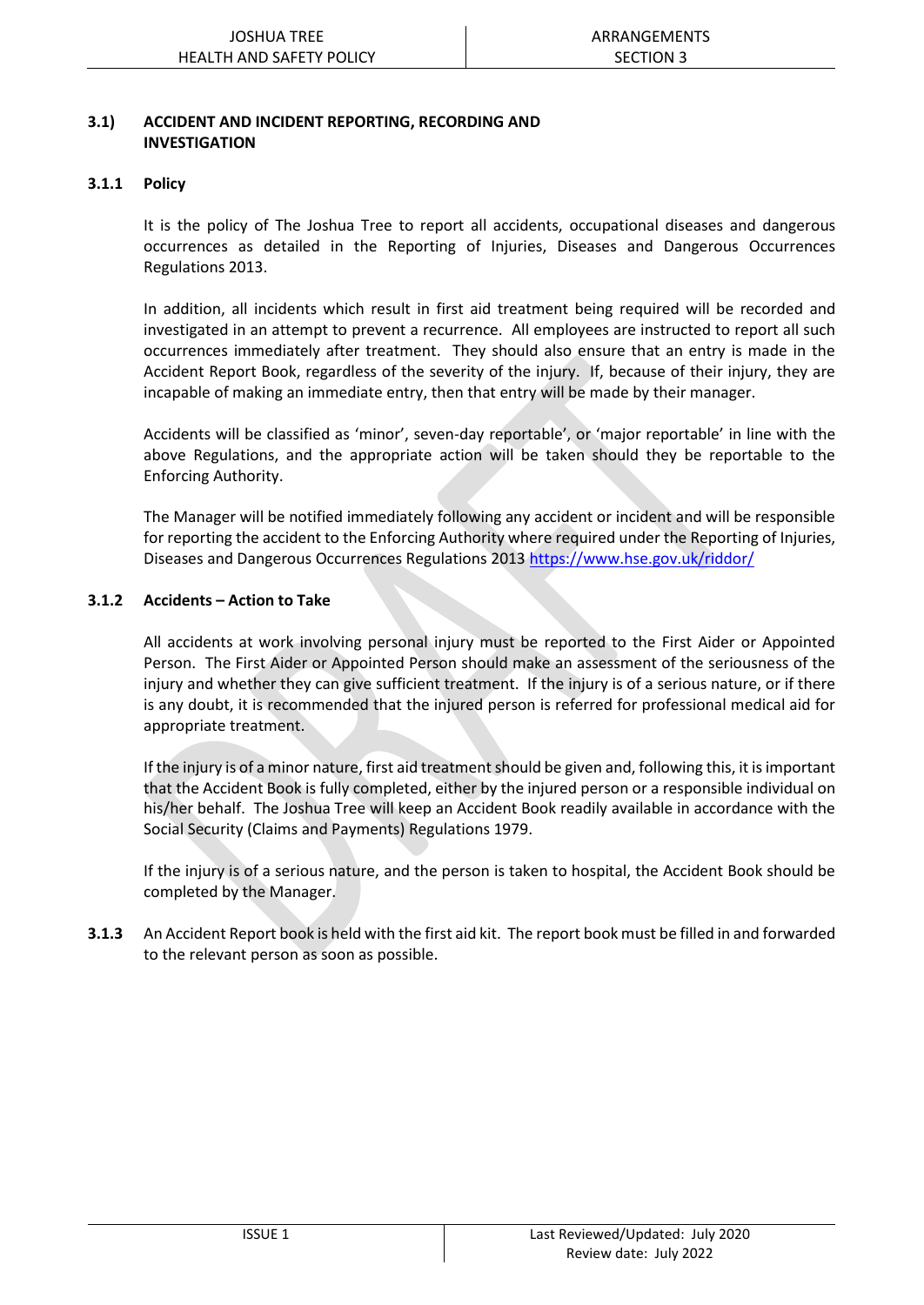## 3.1) ACCIDENT AND INCIDENT REPORTING, RECORDING AND INVESTIGATION

### 3.1.1 Policy

It is the policy of The Joshua Tree to report all accidents, occupational diseases and dangerous occurrences as detailed in the Reporting of Injuries, Diseases and Dangerous Occurrences Regulations 2013.

In addition, all incidents which result in first aid treatment being required will be recorded and investigated in an attempt to prevent a recurrence. All employees are instructed to report all such occurrences immediately after treatment. They should also ensure that an entry is made in the Accident Report Book, regardless of the severity of the injury. If, because of their injury, they are incapable of making an immediate entry, then that entry will be made by their manager.

Accidents will be classified as 'minor', seven-day reportable', or 'major reportable' in line with the above Regulations, and the appropriate action will be taken should they be reportable to the Enforcing Authority.

The Manager will be notified immediately following any accident or incident and will be responsible for reporting the accident to the Enforcing Authority where required under the Reporting of Injuries, Diseases and Dangerous Occurrences Regulations 2013 https://www.hse.gov.uk/riddor/

### 3.1.2 Accidents – Action to Take

All accidents at work involving personal injury must be reported to the First Aider or Appointed Person. The First Aider or Appointed Person should make an assessment of the seriousness of the injury and whether they can give sufficient treatment. If the injury is of a serious nature, or if there is any doubt, it is recommended that the injured person is referred for professional medical aid for appropriate treatment.

If the injury is of a minor nature, first aid treatment should be given and, following this, it is important that the Accident Book is fully completed, either by the injured person or a responsible individual on his/her behalf. The Joshua Tree will keep an Accident Book readily available in accordance with the Social Security (Claims and Payments) Regulations 1979.

If the injury is of a serious nature, and the person is taken to hospital, the Accident Book should be completed by the Manager.

**3.1.3** An Accident Report book is held with the first aid kit. The report book must be filled in and forwarded to the relevant person as soon as possible.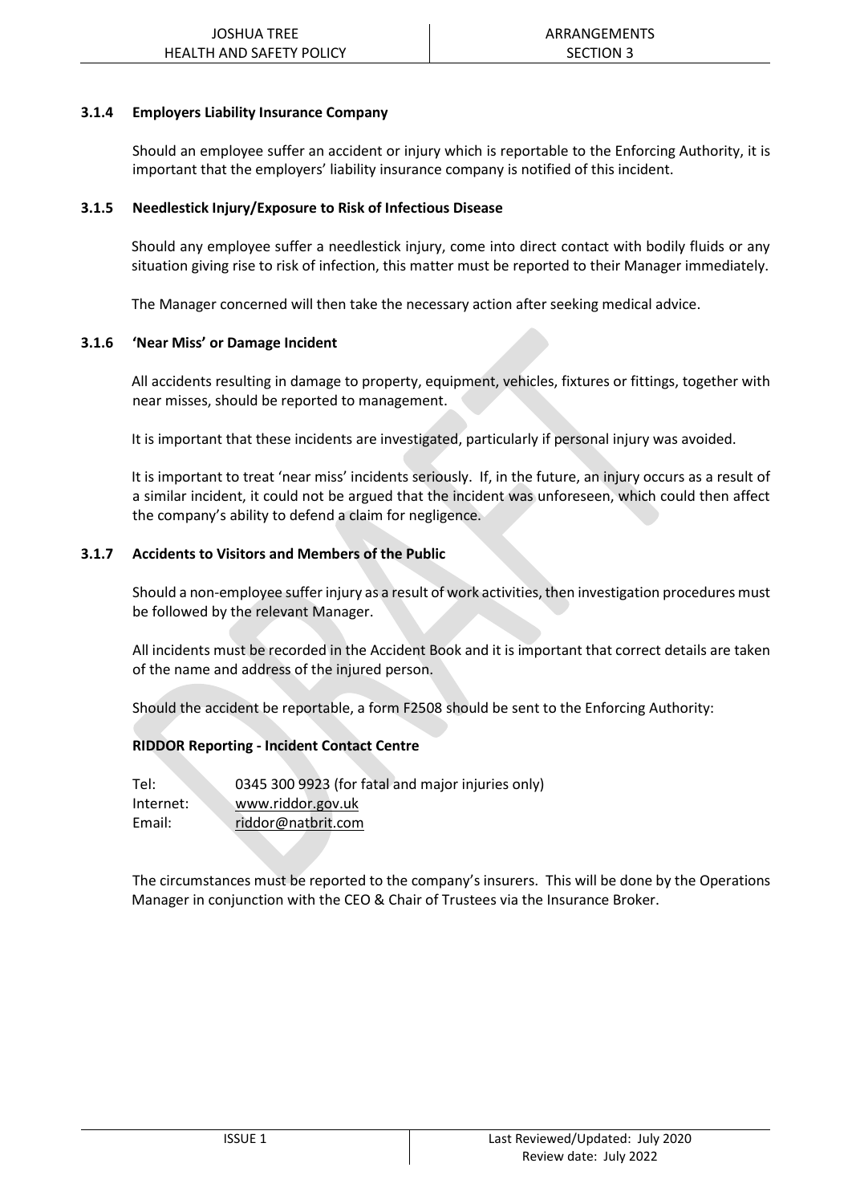### 3.1.4 Employers Liability Insurance Company

Should an employee suffer an accident or injury which is reportable to the Enforcing Authority, it is important that the employers' liability insurance company is notified of this incident.

### 3.1.5 Needlestick Injury/Exposure to Risk of Infectious Disease

Should any employee suffer a needlestick injury, come into direct contact with bodily fluids or any situation giving rise to risk of infection, this matter must be reported to their Manager immediately.

The Manager concerned will then take the necessary action after seeking medical advice.

### 3.1.6 'Near Miss' or Damage Incident

All accidents resulting in damage to property, equipment, vehicles, fixtures or fittings, together with near misses, should be reported to management.

It is important that these incidents are investigated, particularly if personal injury was avoided.

It is important to treat 'near miss' incidents seriously. If, in the future, an injury occurs as a result of a similar incident, it could not be argued that the incident was unforeseen, which could then affect the company's ability to defend a claim for negligence.

### 3.1.7 Accidents to Visitors and Members of the Public

Should a non-employee suffer injury as a result of work activities, then investigation procedures must be followed by the relevant Manager.

All incidents must be recorded in the Accident Book and it is important that correct details are taken of the name and address of the injured person.

Should the accident be reportable, a form F2508 should be sent to the Enforcing Authority:

**RIDDOR Reporting - Incident Contact Centre**

| | |
|---|---|
| Tel: | 0345 300 9923 (for fatal and major injuries only) |
| Internet: | www.riddor.gov.uk |
| Email: | riddor@natbrit.com |

The circumstances must be reported to the company's insurers. This will be done by the Operations Manager in conjunction with the CEO & Chair of Trustees via the Insurance Broker.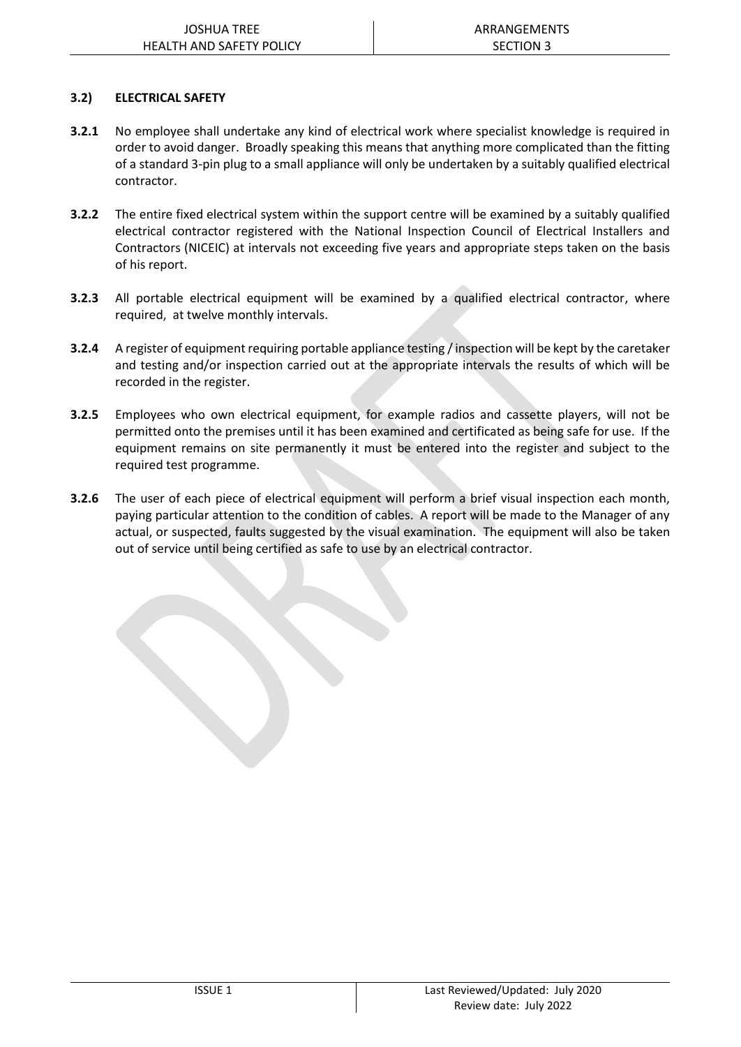### 3.2) ELECTRICAL SAFETY

**3.2.1** No employee shall undertake any kind of electrical work where specialist knowledge is required in order to avoid danger. Broadly speaking this means that anything more complicated than the fitting of a standard 3-pin plug to a small appliance will only be undertaken by a suitably qualified electrical contractor.

**3.2.2** The entire fixed electrical system within the support centre will be examined by a suitably qualified electrical contractor registered with the National Inspection Council of Electrical Installers and Contractors (NICEIC) at intervals not exceeding five years and appropriate steps taken on the basis of his report.

**3.2.3** All portable electrical equipment will be examined by a qualified electrical contractor, where required, at twelve monthly intervals.

**3.2.4** A register of equipment requiring portable appliance testing / inspection will be kept by the caretaker and testing and/or inspection carried out at the appropriate intervals the results of which will be recorded in the register.

**3.2.5** Employees who own electrical equipment, for example radios and cassette players, will not be permitted onto the premises until it has been examined and certificated as being safe for use. If the equipment remains on site permanently it must be entered into the register and subject to the required test programme.

**3.2.6** The user of each piece of electrical equipment will perform a brief visual inspection each month, paying particular attention to the condition of cables. A report will be made to the Manager of any actual, or suspected, faults suggested by the visual examination. The equipment will also be taken out of service until being certified as safe to use by an electrical contractor.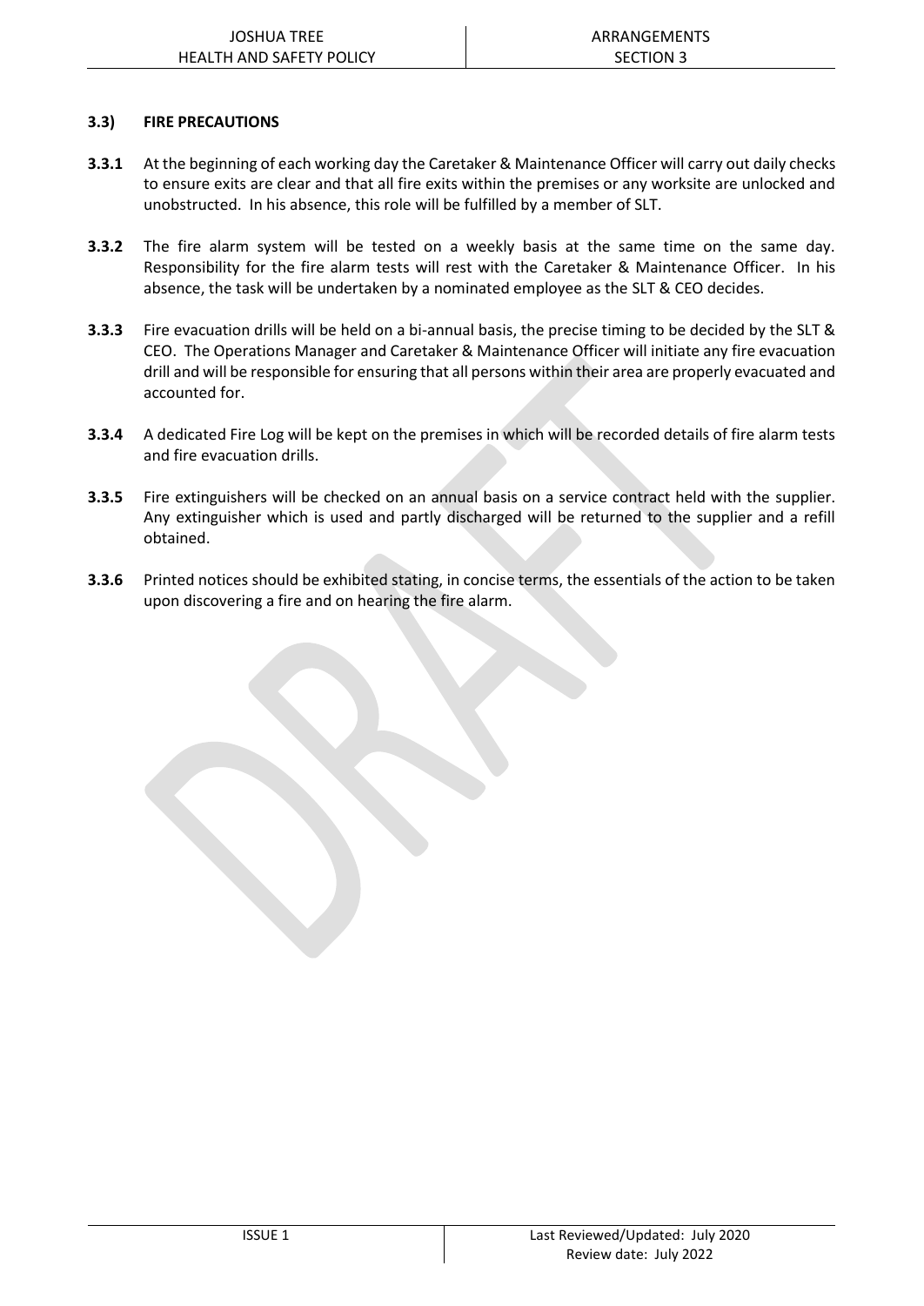### 3.3) FIRE PRECAUTIONS

**3.3.1** At the beginning of each working day the Caretaker & Maintenance Officer will carry out daily checks to ensure exits are clear and that all fire exits within the premises or any worksite are unlocked and unobstructed. In his absence, this role will be fulfilled by a member of SLT.

**3.3.2** The fire alarm system will be tested on a weekly basis at the same time on the same day. Responsibility for the fire alarm tests will rest with the Caretaker & Maintenance Officer. In his absence, the task will be undertaken by a nominated employee as the SLT & CEO decides.

**3.3.3** Fire evacuation drills will be held on a bi-annual basis, the precise timing to be decided by the SLT & CEO. The Operations Manager and Caretaker & Maintenance Officer will initiate any fire evacuation drill and will be responsible for ensuring that all persons within their area are properly evacuated and accounted for.

**3.3.4** A dedicated Fire Log will be kept on the premises in which will be recorded details of fire alarm tests and fire evacuation drills.

**3.3.5** Fire extinguishers will be checked on an annual basis on a service contract held with the supplier. Any extinguisher which is used and partly discharged will be returned to the supplier and a refill obtained.

**3.3.6** Printed notices should be exhibited stating, in concise terms, the essentials of the action to be taken upon discovering a fire and on hearing the fire alarm.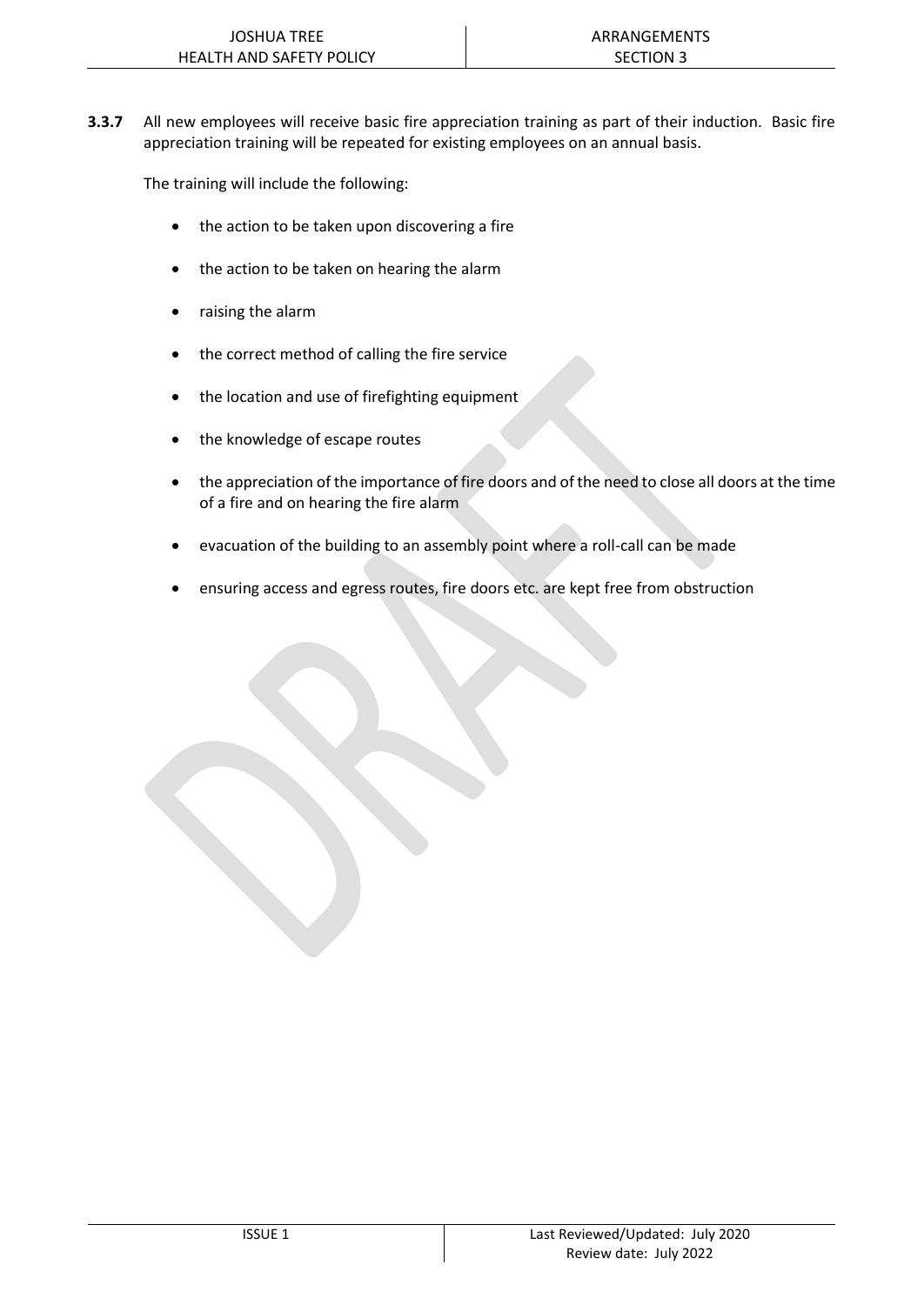**3.3.7** All new employees will receive basic fire appreciation training as part of their induction. Basic fire appreciation training will be repeated for existing employees on an annual basis.

The training will include the following:

- the action to be taken upon discovering a fire
- the action to be taken on hearing the alarm
- raising the alarm
- the correct method of calling the fire service
- the location and use of firefighting equipment
- the knowledge of escape routes
- the appreciation of the importance of fire doors and of the need to close all doors at the time of a fire and on hearing the fire alarm
- evacuation of the building to an assembly point where a roll-call can be made
- ensuring access and egress routes, fire doors etc. are kept free from obstruction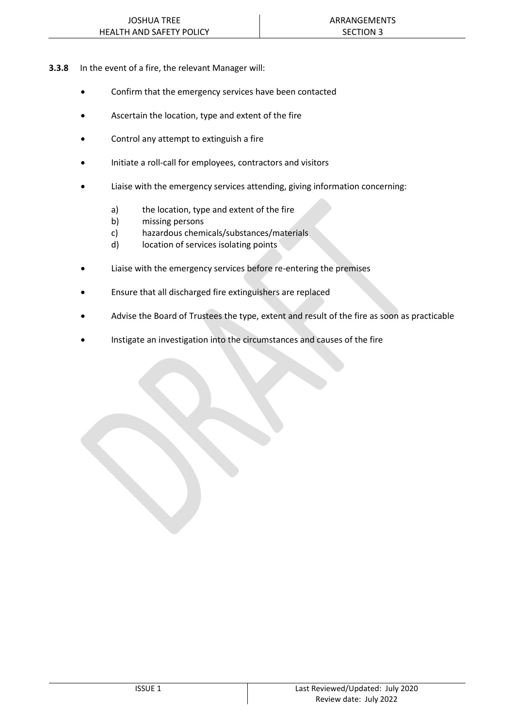**3.3.8** In the event of a fire, the relevant Manager will:

- Confirm that the emergency services have been contacted
- Ascertain the location, type and extent of the fire
- Control any attempt to extinguish a fire
- Initiate a roll-call for employees, contractors and visitors
- Liaise with the emergency services attending, giving information concerning:
  - a) the location, type and extent of the fire
  - b) missing persons
  - c) hazardous chemicals/substances/materials
  - d) location of services isolating points
- Liaise with the emergency services before re-entering the premises
- Ensure that all discharged fire extinguishers are replaced
- Advise the Board of Trustees the type, extent and result of the fire as soon as practicable
- Instigate an investigation into the circumstances and causes of the fire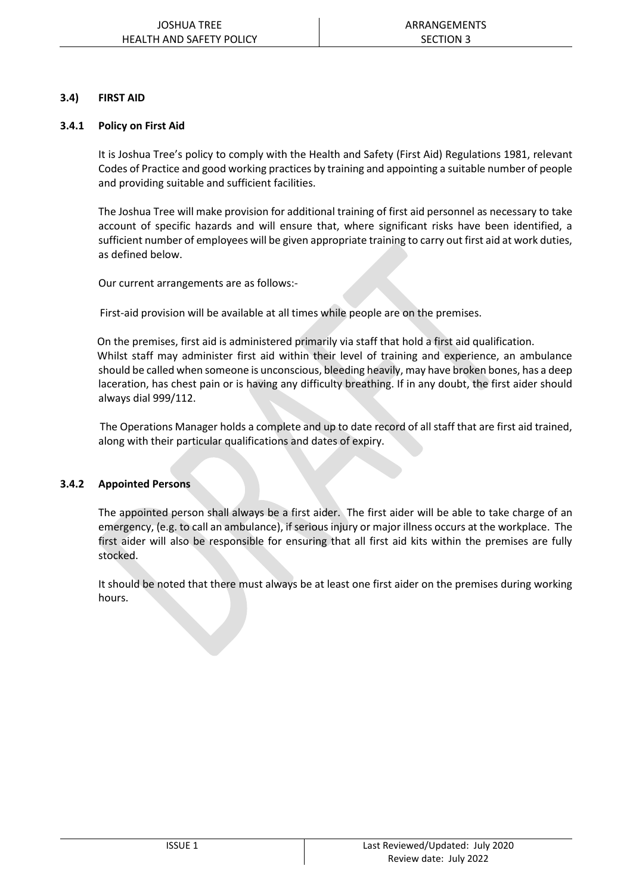### 3.4) FIRST AID

#### 3.4.1 Policy on First Aid

It is Joshua Tree's policy to comply with the Health and Safety (First Aid) Regulations 1981, relevant Codes of Practice and good working practices by training and appointing a suitable number of people and providing suitable and sufficient facilities.

The Joshua Tree will make provision for additional training of first aid personnel as necessary to take account of specific hazards and will ensure that, where significant risks have been identified, a sufficient number of employees will be given appropriate training to carry out first aid at work duties, as defined below.

Our current arrangements are as follows:-

First-aid provision will be available at all times while people are on the premises.

On the premises, first aid is administered primarily via staff that hold a first aid qualification. Whilst staff may administer first aid within their level of training and experience, an ambulance should be called when someone is unconscious, bleeding heavily, may have broken bones, has a deep laceration, has chest pain or is having any difficulty breathing. If in any doubt, the first aider should always dial 999/112.

The Operations Manager holds a complete and up to date record of all staff that are first aid trained, along with their particular qualifications and dates of expiry.

#### 3.4.2 Appointed Persons

The appointed person shall always be a first aider. The first aider will be able to take charge of an emergency, (e.g. to call an ambulance), if serious injury or major illness occurs at the workplace. The first aider will also be responsible for ensuring that all first aid kits within the premises are fully stocked.

It should be noted that there must always be at least one first aider on the premises during working hours.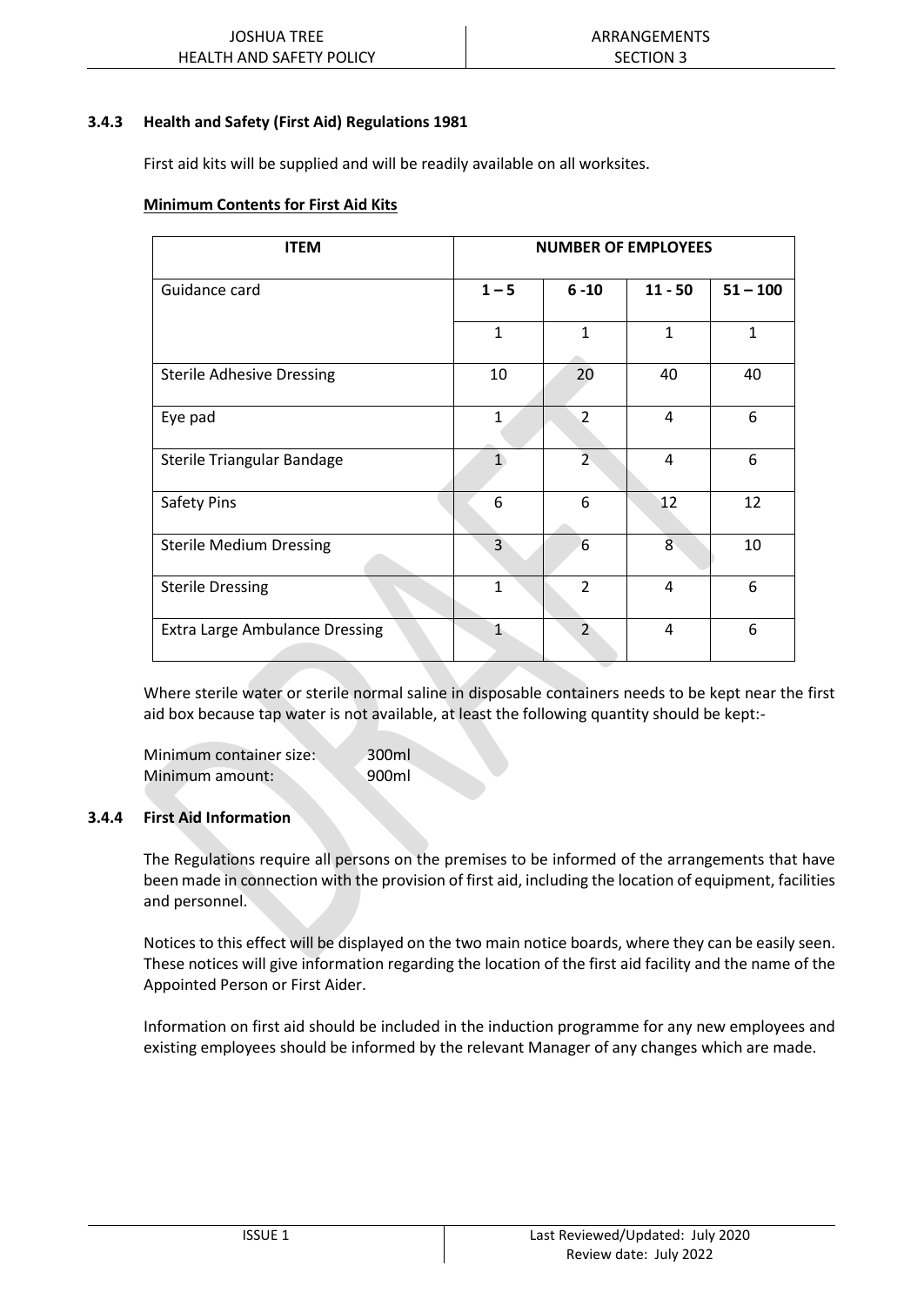### 3.4.3 Health and Safety (First Aid) Regulations 1981

First aid kits will be supplied and will be readily available on all worksites.

**Minimum Contents for First Aid Kits**

| ITEM | NUMBER OF EMPLOYEES | | | |
|---|---|---|---|---|
| Guidance card | **1 – 5** | **6 -10** | **11 - 50** | **51 – 100** |
| | 1 | 1 | 1 | 1 |
| Sterile Adhesive Dressing | 10 | 20 | 40 | 40 |
| Eye pad | 1 | 2 | 4 | 6 |
| Sterile Triangular Bandage | 1 | 2 | 4 | 6 |
| Safety Pins | 6 | 6 | 12 | 12 |
| Sterile Medium Dressing | 3 | 6 | 8 | 10 |
| Sterile Dressing | 1 | 2 | 4 | 6 |
| Extra Large Ambulance Dressing | 1 | 2 | 4 | 6 |

Where sterile water or sterile normal saline in disposable containers needs to be kept near the first aid box because tap water is not available, at least the following quantity should be kept:-

Minimum container size: 300ml
Minimum amount: 900ml

### 3.4.4 First Aid Information

The Regulations require all persons on the premises to be informed of the arrangements that have been made in connection with the provision of first aid, including the location of equipment, facilities and personnel.

Notices to this effect will be displayed on the two main notice boards, where they can be easily seen. These notices will give information regarding the location of the first aid facility and the name of the Appointed Person or First Aider.

Information on first aid should be included in the induction programme for any new employees and existing employees should be informed by the relevant Manager of any changes which are made.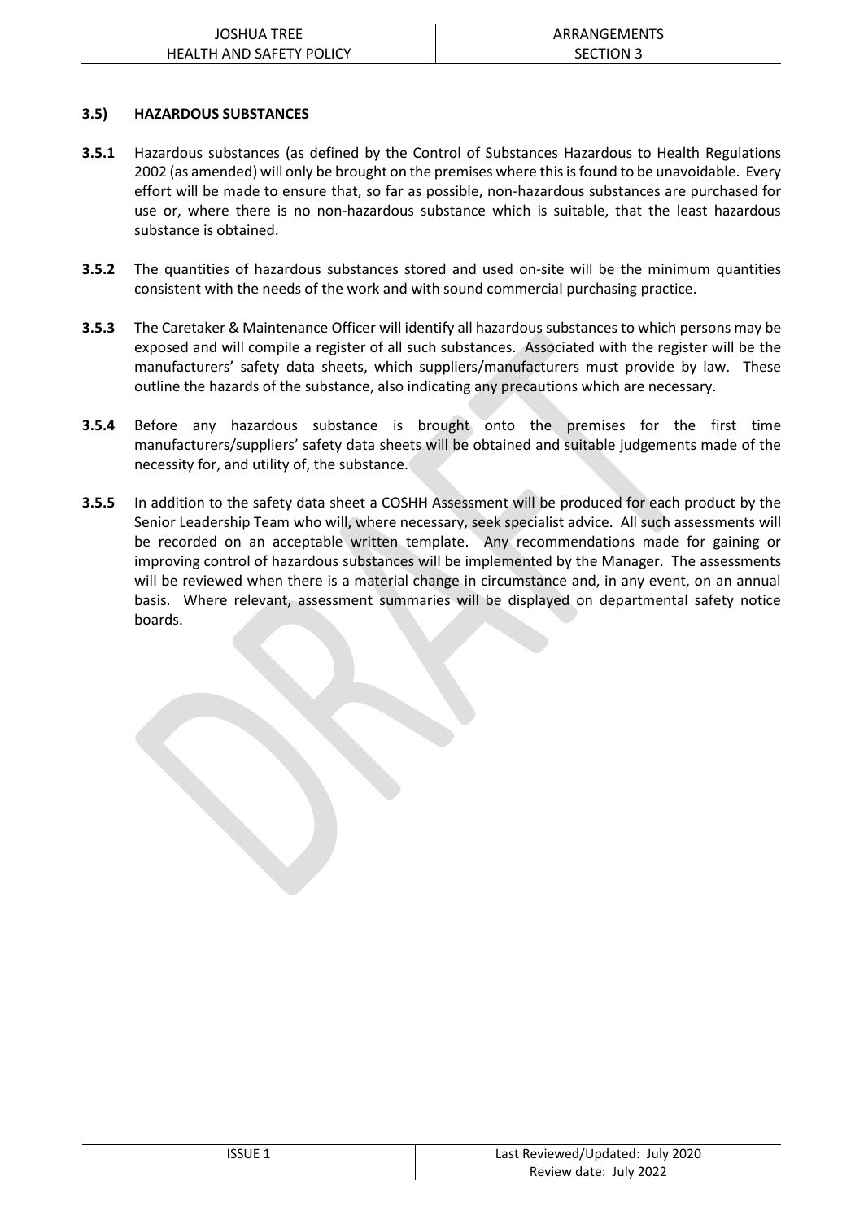### 3.5) HAZARDOUS SUBSTANCES

**3.5.1** Hazardous substances (as defined by the Control of Substances Hazardous to Health Regulations 2002 (as amended) will only be brought on the premises where this is found to be unavoidable. Every effort will be made to ensure that, so far as possible, non-hazardous substances are purchased for use or, where there is no non-hazardous substance which is suitable, that the least hazardous substance is obtained.

**3.5.2** The quantities of hazardous substances stored and used on-site will be the minimum quantities consistent with the needs of the work and with sound commercial purchasing practice.

**3.5.3** The Caretaker & Maintenance Officer will identify all hazardous substances to which persons may be exposed and will compile a register of all such substances. Associated with the register will be the manufacturers' safety data sheets, which suppliers/manufacturers must provide by law. These outline the hazards of the substance, also indicating any precautions which are necessary.

**3.5.4** Before any hazardous substance is brought onto the premises for the first time manufacturers/suppliers' safety data sheets will be obtained and suitable judgements made of the necessity for, and utility of, the substance.

**3.5.5** In addition to the safety data sheet a COSHH Assessment will be produced for each product by the Senior Leadership Team who will, where necessary, seek specialist advice. All such assessments will be recorded on an acceptable written template. Any recommendations made for gaining or improving control of hazardous substances will be implemented by the Manager. The assessments will be reviewed when there is a material change in circumstance and, in any event, on an annual basis. Where relevant, assessment summaries will be displayed on departmental safety notice boards.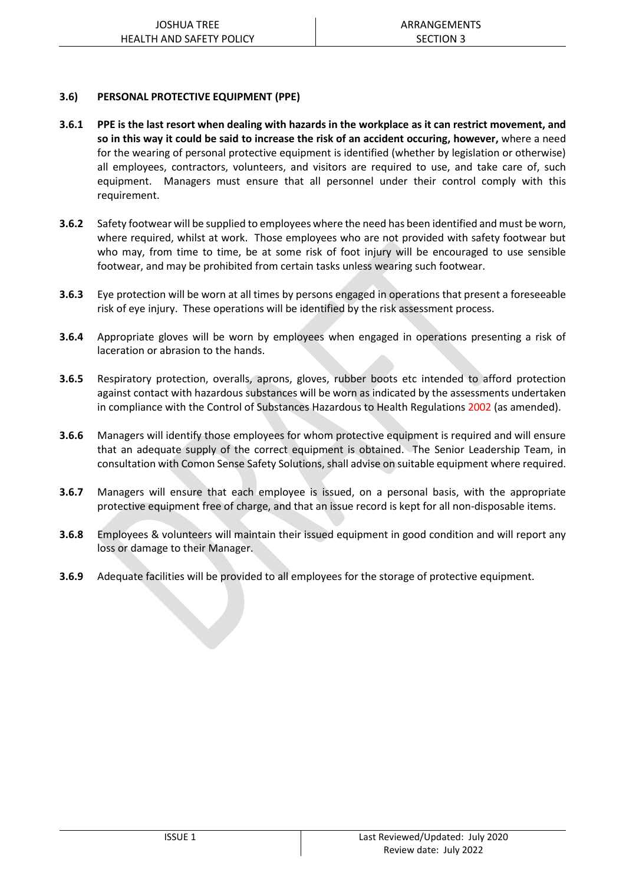### 3.6) PERSONAL PROTECTIVE EQUIPMENT (PPE)

**3.6.1** **PPE is the last resort when dealing with hazards in the workplace as it can restrict movement, and so in this way it could be said to increase the risk of an accident occuring, however,** where a need for the wearing of personal protective equipment is identified (whether by legislation or otherwise) all employees, contractors, volunteers, and visitors are required to use, and take care of, such equipment. Managers must ensure that all personnel under their control comply with this requirement.

**3.6.2** Safety footwear will be supplied to employees where the need has been identified and must be worn, where required, whilst at work. Those employees who are not provided with safety footwear but who may, from time to time, be at some risk of foot injury will be encouraged to use sensible footwear, and may be prohibited from certain tasks unless wearing such footwear.

**3.6.3** Eye protection will be worn at all times by persons engaged in operations that present a foreseeable risk of eye injury. These operations will be identified by the risk assessment process.

**3.6.4** Appropriate gloves will be worn by employees when engaged in operations presenting a risk of laceration or abrasion to the hands.

**3.6.5** Respiratory protection, overalls, aprons, gloves, rubber boots etc intended to afford protection against contact with hazardous substances will be worn as indicated by the assessments undertaken in compliance with the Control of Substances Hazardous to Health Regulations 2002 (as amended).

**3.6.6** Managers will identify those employees for whom protective equipment is required and will ensure that an adequate supply of the correct equipment is obtained. The Senior Leadership Team, in consultation with Comon Sense Safety Solutions, shall advise on suitable equipment where required.

**3.6.7** Managers will ensure that each employee is issued, on a personal basis, with the appropriate protective equipment free of charge, and that an issue record is kept for all non-disposable items.

**3.6.8** Employees & volunteers will maintain their issued equipment in good condition and will report any loss or damage to their Manager.

**3.6.9** Adequate facilities will be provided to all employees for the storage of protective equipment.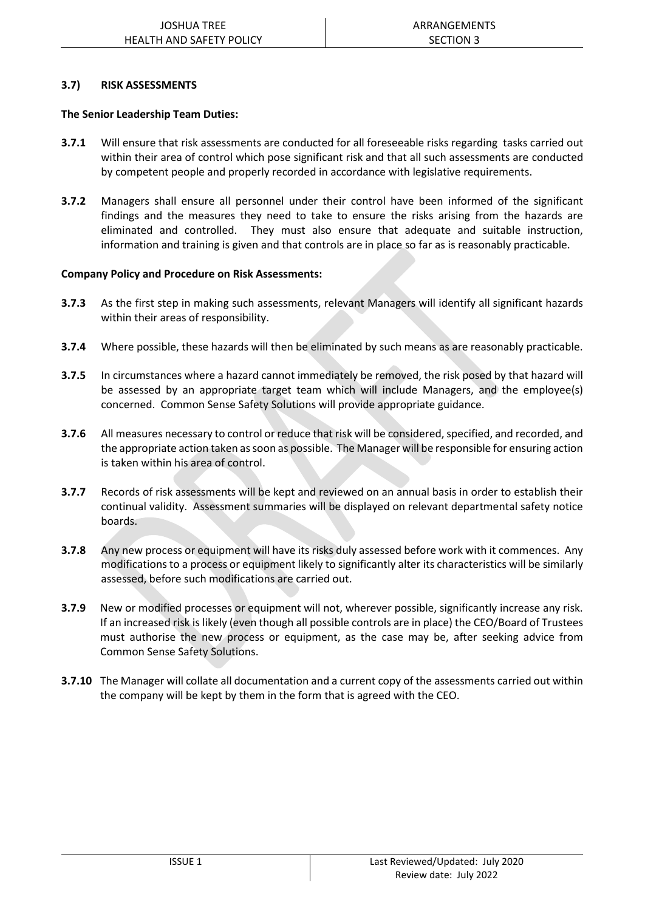### 3.7) RISK ASSESSMENTS

**The Senior Leadership Team Duties:**

**3.7.1** Will ensure that risk assessments are conducted for all foreseeable risks regarding tasks carried out within their area of control which pose significant risk and that all such assessments are conducted by competent people and properly recorded in accordance with legislative requirements.

**3.7.2** Managers shall ensure all personnel under their control have been informed of the significant findings and the measures they need to take to ensure the risks arising from the hazards are eliminated and controlled. They must also ensure that adequate and suitable instruction, information and training is given and that controls are in place so far as is reasonably practicable.

**Company Policy and Procedure on Risk Assessments:**

**3.7.3** As the first step in making such assessments, relevant Managers will identify all significant hazards within their areas of responsibility.

**3.7.4** Where possible, these hazards will then be eliminated by such means as are reasonably practicable.

**3.7.5** In circumstances where a hazard cannot immediately be removed, the risk posed by that hazard will be assessed by an appropriate target team which will include Managers, and the employee(s) concerned. Common Sense Safety Solutions will provide appropriate guidance.

**3.7.6** All measures necessary to control or reduce that risk will be considered, specified, and recorded, and the appropriate action taken as soon as possible. The Manager will be responsible for ensuring action is taken within his area of control.

**3.7.7** Records of risk assessments will be kept and reviewed on an annual basis in order to establish their continual validity. Assessment summaries will be displayed on relevant departmental safety notice boards.

**3.7.8** Any new process or equipment will have its risks duly assessed before work with it commences. Any modifications to a process or equipment likely to significantly alter its characteristics will be similarly assessed, before such modifications are carried out.

**3.7.9** New or modified processes or equipment will not, wherever possible, significantly increase any risk. If an increased risk is likely (even though all possible controls are in place) the CEO/Board of Trustees must authorise the new process or equipment, as the case may be, after seeking advice from Common Sense Safety Solutions.

**3.7.10** The Manager will collate all documentation and a current copy of the assessments carried out within the company will be kept by them in the form that is agreed with the CEO.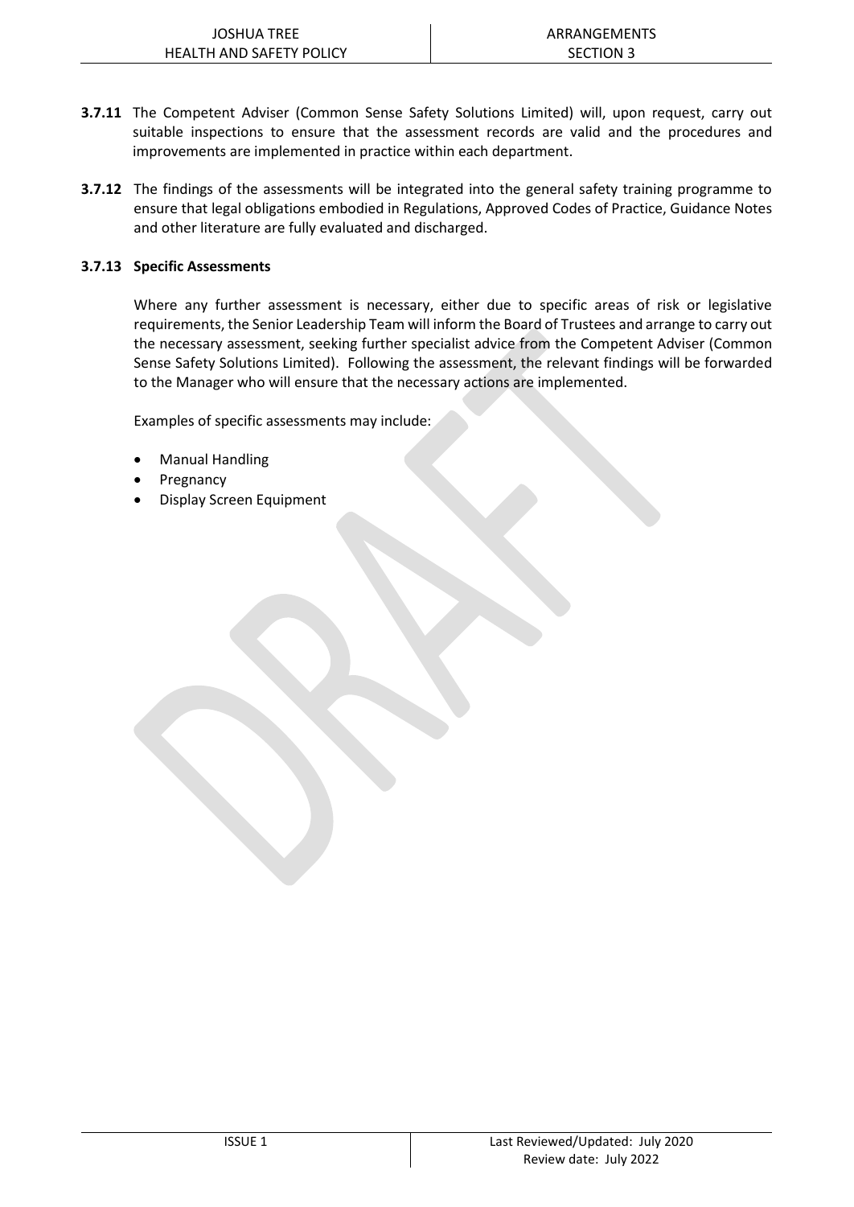**3.7.11** The Competent Adviser (Common Sense Safety Solutions Limited) will, upon request, carry out suitable inspections to ensure that the assessment records are valid and the procedures and improvements are implemented in practice within each department.

**3.7.12** The findings of the assessments will be integrated into the general safety training programme to ensure that legal obligations embodied in Regulations, Approved Codes of Practice, Guidance Notes and other literature are fully evaluated and discharged.

**3.7.13 Specific Assessments**

Where any further assessment is necessary, either due to specific areas of risk or legislative requirements, the Senior Leadership Team will inform the Board of Trustees and arrange to carry out the necessary assessment, seeking further specialist advice from the Competent Adviser (Common Sense Safety Solutions Limited). Following the assessment, the relevant findings will be forwarded to the Manager who will ensure that the necessary actions are implemented.

Examples of specific assessments may include:

- Manual Handling
- Pregnancy
- Display Screen Equipment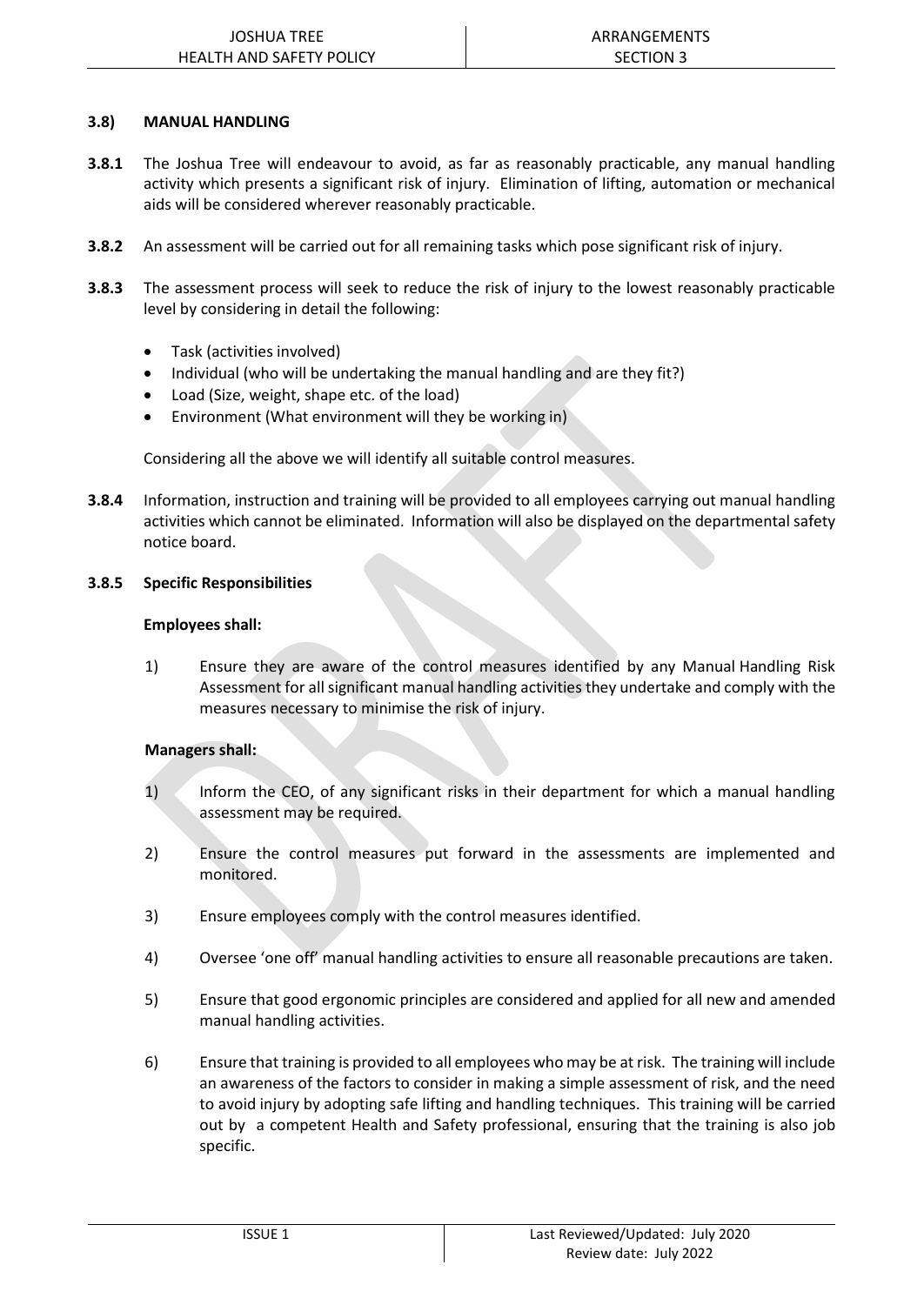### 3.8) MANUAL HANDLING

**3.8.1** The Joshua Tree will endeavour to avoid, as far as reasonably practicable, any manual handling activity which presents a significant risk of injury. Elimination of lifting, automation or mechanical aids will be considered wherever reasonably practicable.

**3.8.2** An assessment will be carried out for all remaining tasks which pose significant risk of injury.

**3.8.3** The assessment process will seek to reduce the risk of injury to the lowest reasonably practicable level by considering in detail the following:

- Task (activities involved)
- Individual (who will be undertaking the manual handling and are they fit?)
- Load (Size, weight, shape etc. of the load)
- Environment (What environment will they be working in)

Considering all the above we will identify all suitable control measures.

**3.8.4** Information, instruction and training will be provided to all employees carrying out manual handling activities which cannot be eliminated. Information will also be displayed on the departmental safety notice board.

**3.8.5 Specific Responsibilities**

**Employees shall:**

1) Ensure they are aware of the control measures identified by any Manual Handling Risk Assessment for all significant manual handling activities they undertake and comply with the measures necessary to minimise the risk of injury.

**Managers shall:**

1) Inform the CEO, of any significant risks in their department for which a manual handling assessment may be required.

2) Ensure the control measures put forward in the assessments are implemented and monitored.

3) Ensure employees comply with the control measures identified.

4) Oversee 'one off' manual handling activities to ensure all reasonable precautions are taken.

5) Ensure that good ergonomic principles are considered and applied for all new and amended manual handling activities.

6) Ensure that training is provided to all employees who may be at risk. The training will include an awareness of the factors to consider in making a simple assessment of risk, and the need to avoid injury by adopting safe lifting and handling techniques. This training will be carried out by a competent Health and Safety professional, ensuring that the training is also job specific.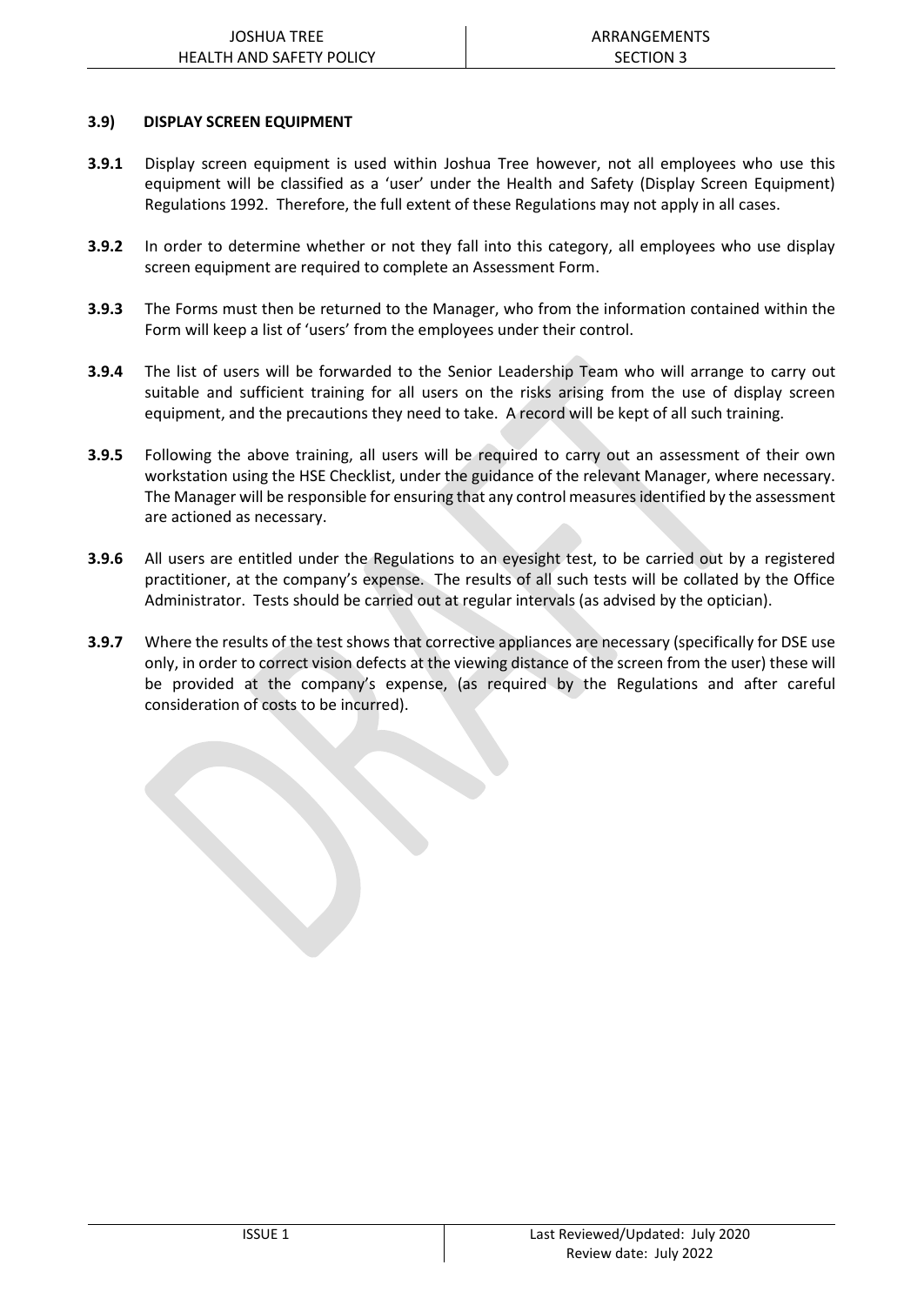### 3.9) DISPLAY SCREEN EQUIPMENT

**3.9.1** Display screen equipment is used within Joshua Tree however, not all employees who use this equipment will be classified as a 'user' under the Health and Safety (Display Screen Equipment) Regulations 1992. Therefore, the full extent of these Regulations may not apply in all cases.

**3.9.2** In order to determine whether or not they fall into this category, all employees who use display screen equipment are required to complete an Assessment Form.

**3.9.3** The Forms must then be returned to the Manager, who from the information contained within the Form will keep a list of 'users' from the employees under their control.

**3.9.4** The list of users will be forwarded to the Senior Leadership Team who will arrange to carry out suitable and sufficient training for all users on the risks arising from the use of display screen equipment, and the precautions they need to take. A record will be kept of all such training.

**3.9.5** Following the above training, all users will be required to carry out an assessment of their own workstation using the HSE Checklist, under the guidance of the relevant Manager, where necessary. The Manager will be responsible for ensuring that any control measures identified by the assessment are actioned as necessary.

**3.9.6** All users are entitled under the Regulations to an eyesight test, to be carried out by a registered practitioner, at the company's expense. The results of all such tests will be collated by the Office Administrator. Tests should be carried out at regular intervals (as advised by the optician).

**3.9.7** Where the results of the test shows that corrective appliances are necessary (specifically for DSE use only, in order to correct vision defects at the viewing distance of the screen from the user) these will be provided at the company's expense, (as required by the Regulations and after careful consideration of costs to be incurred).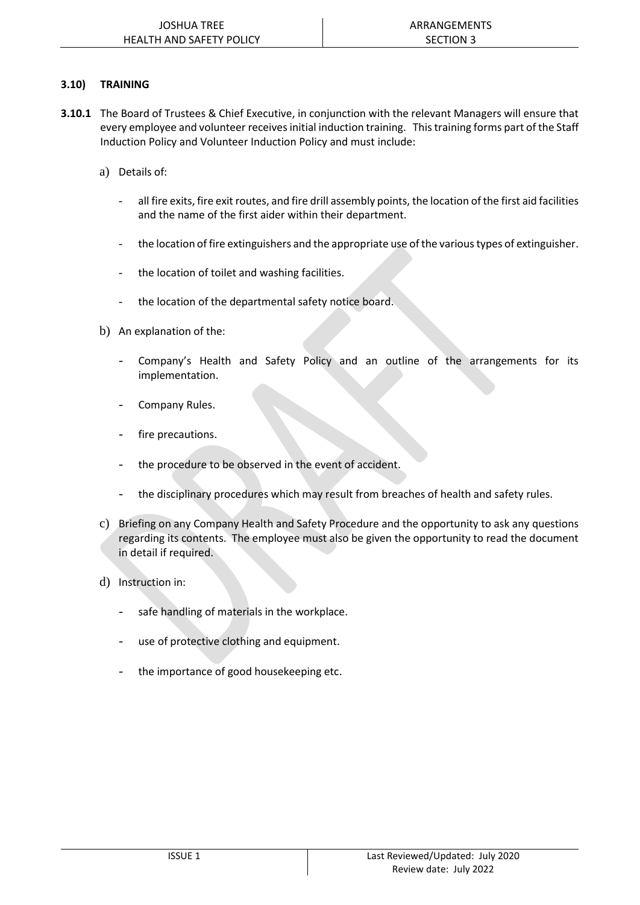### 3.10) TRAINING

**3.10.1** The Board of Trustees & Chief Executive, in conjunction with the relevant Managers will ensure that every employee and volunteer receives initial induction training. This training forms part of the Staff Induction Policy and Volunteer Induction Policy and must include:

a) Details of:

- all fire exits, fire exit routes, and fire drill assembly points, the location of the first aid facilities and the name of the first aider within their department.
- the location of fire extinguishers and the appropriate use of the various types of extinguisher.
- the location of toilet and washing facilities.
- the location of the departmental safety notice board.

b) An explanation of the:

- Company's Health and Safety Policy and an outline of the arrangements for its implementation.
- Company Rules.
- fire precautions.
- the procedure to be observed in the event of accident.
- the disciplinary procedures which may result from breaches of health and safety rules.

c) Briefing on any Company Health and Safety Procedure and the opportunity to ask any questions regarding its contents. The employee must also be given the opportunity to read the document in detail if required.

d) Instruction in:

- safe handling of materials in the workplace.
- use of protective clothing and equipment.
- the importance of good housekeeping etc.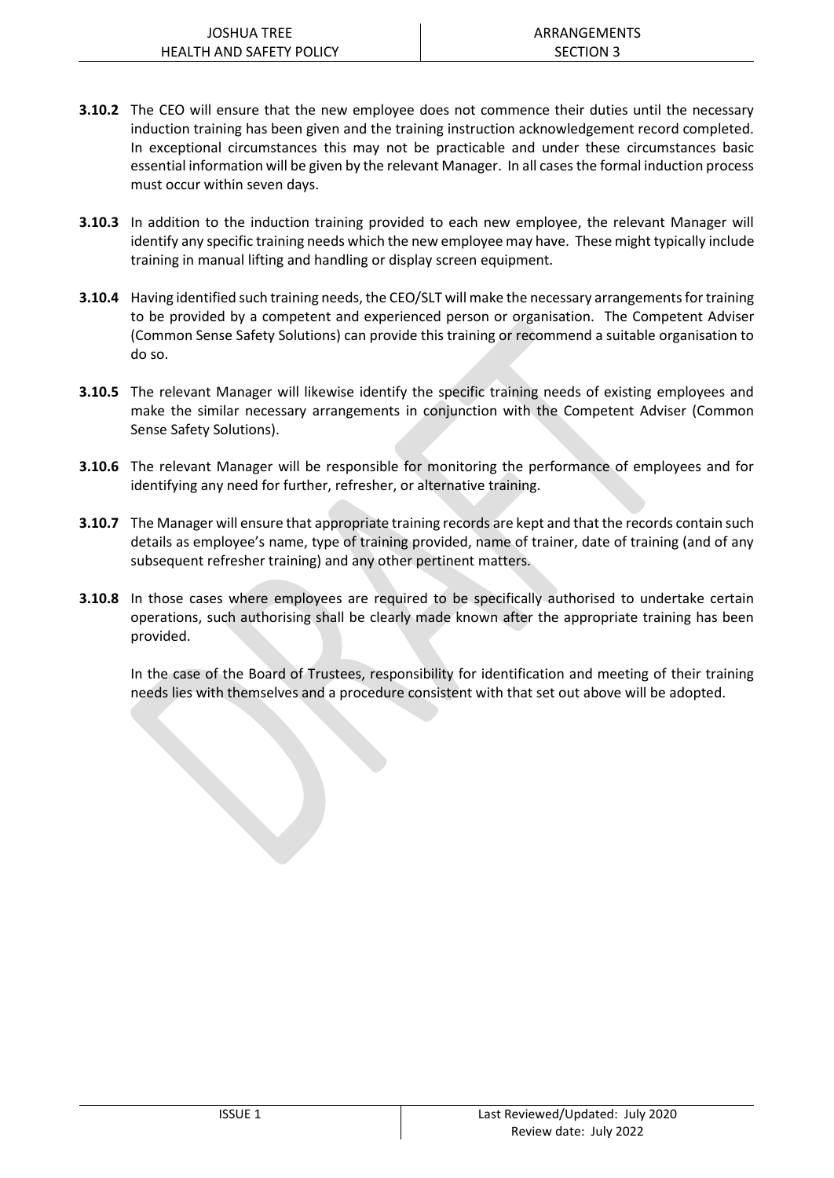**3.10.2** The CEO will ensure that the new employee does not commence their duties until the necessary induction training has been given and the training instruction acknowledgement record completed. In exceptional circumstances this may not be practicable and under these circumstances basic essential information will be given by the relevant Manager. In all cases the formal induction process must occur within seven days.

**3.10.3** In addition to the induction training provided to each new employee, the relevant Manager will identify any specific training needs which the new employee may have. These might typically include training in manual lifting and handling or display screen equipment.

**3.10.4** Having identified such training needs, the CEO/SLT will make the necessary arrangements for training to be provided by a competent and experienced person or organisation. The Competent Adviser (Common Sense Safety Solutions) can provide this training or recommend a suitable organisation to do so.

**3.10.5** The relevant Manager will likewise identify the specific training needs of existing employees and make the similar necessary arrangements in conjunction with the Competent Adviser (Common Sense Safety Solutions).

**3.10.6** The relevant Manager will be responsible for monitoring the performance of employees and for identifying any need for further, refresher, or alternative training.

**3.10.7** The Manager will ensure that appropriate training records are kept and that the records contain such details as employee's name, type of training provided, name of trainer, date of training (and of any subsequent refresher training) and any other pertinent matters.

**3.10.8** In those cases where employees are required to be specifically authorised to undertake certain operations, such authorising shall be clearly made known after the appropriate training has been provided.

In the case of the Board of Trustees, responsibility for identification and meeting of their training needs lies with themselves and a procedure consistent with that set out above will be adopted.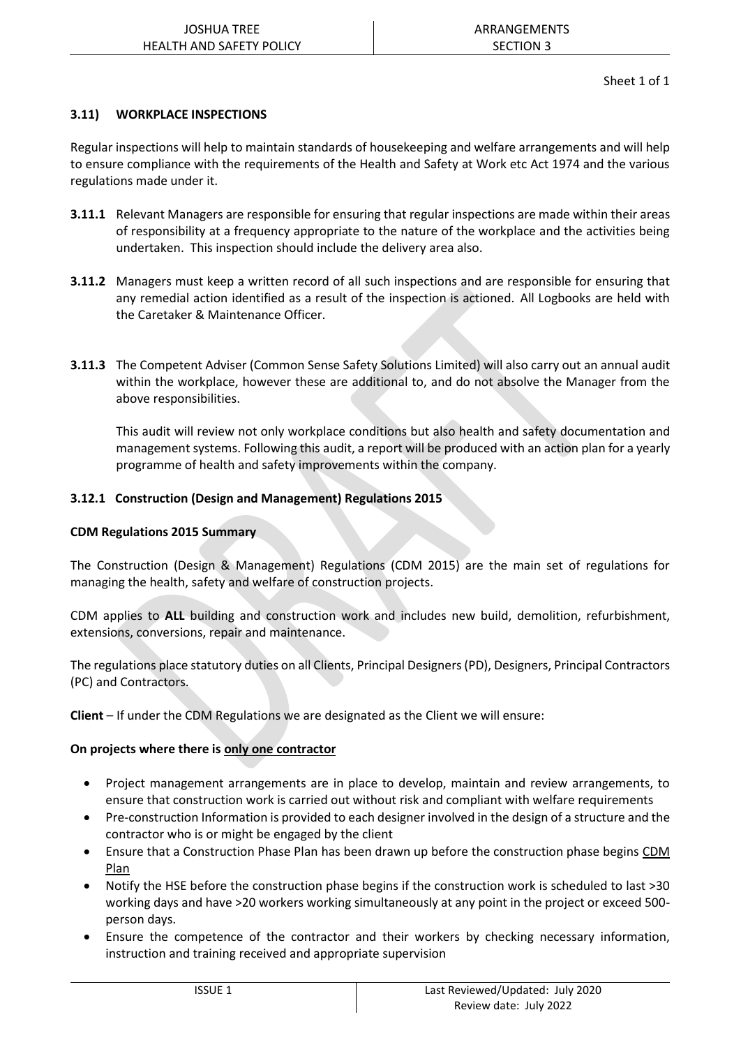### 3.11) WORKPLACE INSPECTIONS

Regular inspections will help to maintain standards of housekeeping and welfare arrangements and will help to ensure compliance with the requirements of the Health and Safety at Work etc Act 1974 and the various regulations made under it.

**3.11.1** Relevant Managers are responsible for ensuring that regular inspections are made within their areas of responsibility at a frequency appropriate to the nature of the workplace and the activities being undertaken. This inspection should include the delivery area also.

**3.11.2** Managers must keep a written record of all such inspections and are responsible for ensuring that any remedial action identified as a result of the inspection is actioned. All Logbooks are held with the Caretaker & Maintenance Officer.

**3.11.3** The Competent Adviser (Common Sense Safety Solutions Limited) will also carry out an annual audit within the workplace, however these are additional to, and do not absolve the Manager from the above responsibilities.

This audit will review not only workplace conditions but also health and safety documentation and management systems. Following this audit, a report will be produced with an action plan for a yearly programme of health and safety improvements within the company.

### 3.12.1 Construction (Design and Management) Regulations 2015

**CDM Regulations 2015 Summary**

The Construction (Design & Management) Regulations (CDM 2015) are the main set of regulations for managing the health, safety and welfare of construction projects.

CDM applies to **ALL** building and construction work and includes new build, demolition, refurbishment, extensions, conversions, repair and maintenance.

The regulations place statutory duties on all Clients, Principal Designers (PD), Designers, Principal Contractors (PC) and Contractors.

**Client** – If under the CDM Regulations we are designated as the Client we will ensure:

**On projects where there is <u>only one contractor</u>**

- Project management arrangements are in place to develop, maintain and review arrangements, to ensure that construction work is carried out without risk and compliant with welfare requirements
- Pre-construction Information is provided to each designer involved in the design of a structure and the contractor who is or might be engaged by the client
- Ensure that a Construction Phase Plan has been drawn up before the construction phase begins <u>CDM Plan</u>
- Notify the HSE before the construction phase begins if the construction work is scheduled to last >30 working days and have >20 workers working simultaneously at any point in the project or exceed 500-person days.
- Ensure the competence of the contractor and their workers by checking necessary information, instruction and training received and appropriate supervision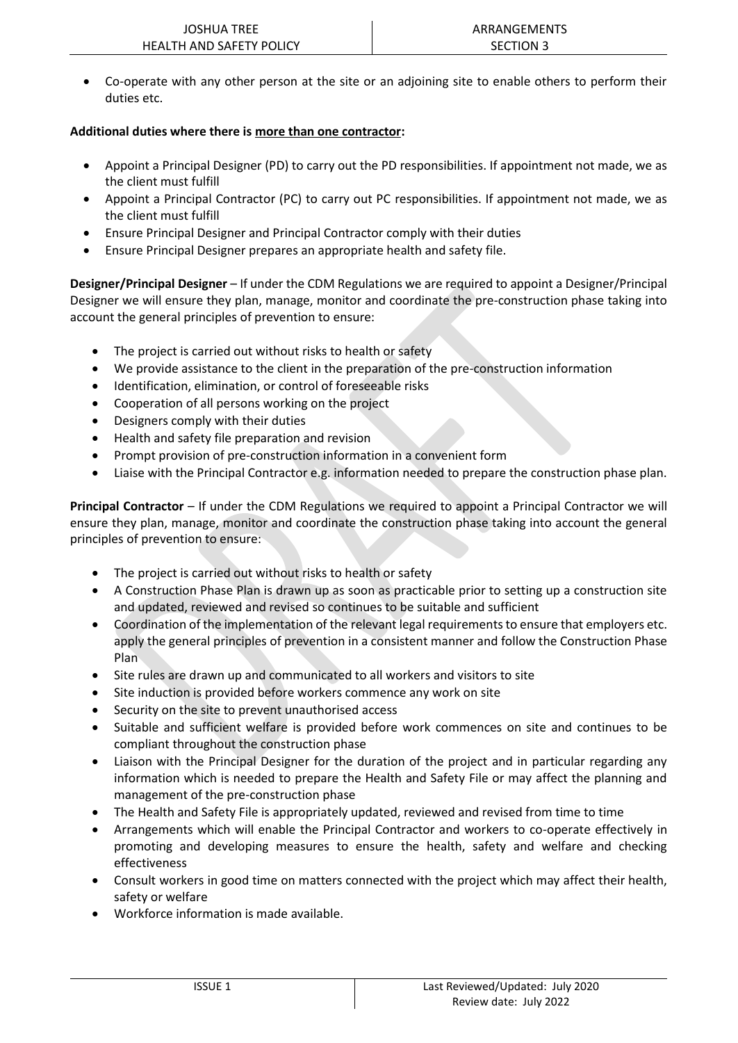- Co-operate with any other person at the site or an adjoining site to enable others to perform their duties etc.

**Additional duties where there is more than one contractor:**

- Appoint a Principal Designer (PD) to carry out the PD responsibilities. If appointment not made, we as the client must fulfill
- Appoint a Principal Contractor (PC) to carry out PC responsibilities. If appointment not made, we as the client must fulfill
- Ensure Principal Designer and Principal Contractor comply with their duties
- Ensure Principal Designer prepares an appropriate health and safety file.

**Designer/Principal Designer** – If under the CDM Regulations we are required to appoint a Designer/Principal Designer we will ensure they plan, manage, monitor and coordinate the pre-construction phase taking into account the general principles of prevention to ensure:

- The project is carried out without risks to health or safety
- We provide assistance to the client in the preparation of the pre-construction information
- Identification, elimination, or control of foreseeable risks
- Cooperation of all persons working on the project
- Designers comply with their duties
- Health and safety file preparation and revision
- Prompt provision of pre-construction information in a convenient form
- Liaise with the Principal Contractor e.g. information needed to prepare the construction phase plan.

**Principal Contractor** – If under the CDM Regulations we required to appoint a Principal Contractor we will ensure they plan, manage, monitor and coordinate the construction phase taking into account the general principles of prevention to ensure:

- The project is carried out without risks to health or safety
- A Construction Phase Plan is drawn up as soon as practicable prior to setting up a construction site and updated, reviewed and revised so continues to be suitable and sufficient
- Coordination of the implementation of the relevant legal requirements to ensure that employers etc. apply the general principles of prevention in a consistent manner and follow the Construction Phase Plan
- Site rules are drawn up and communicated to all workers and visitors to site
- Site induction is provided before workers commence any work on site
- Security on the site to prevent unauthorised access
- Suitable and sufficient welfare is provided before work commences on site and continues to be compliant throughout the construction phase
- Liaison with the Principal Designer for the duration of the project and in particular regarding any information which is needed to prepare the Health and Safety File or may affect the planning and management of the pre-construction phase
- The Health and Safety File is appropriately updated, reviewed and revised from time to time
- Arrangements which will enable the Principal Contractor and workers to co-operate effectively in promoting and developing measures to ensure the health, safety and welfare and checking effectiveness
- Consult workers in good time on matters connected with the project which may affect their health, safety or welfare
- Workforce information is made available.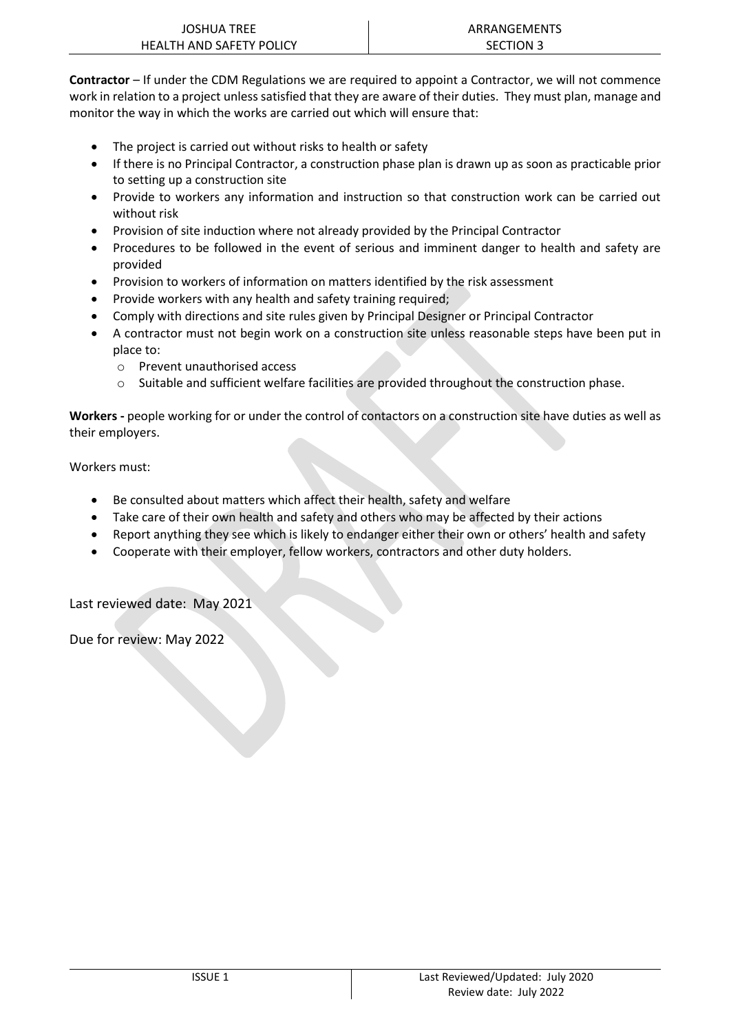**Contractor** – If under the CDM Regulations we are required to appoint a Contractor, we will not commence work in relation to a project unless satisfied that they are aware of their duties. They must plan, manage and monitor the way in which the works are carried out which will ensure that:

- The project is carried out without risks to health or safety
- If there is no Principal Contractor, a construction phase plan is drawn up as soon as practicable prior to setting up a construction site
- Provide to workers any information and instruction so that construction work can be carried out without risk
- Provision of site induction where not already provided by the Principal Contractor
- Procedures to be followed in the event of serious and imminent danger to health and safety are provided
- Provision to workers of information on matters identified by the risk assessment
- Provide workers with any health and safety training required;
- Comply with directions and site rules given by Principal Designer or Principal Contractor
- A contractor must not begin work on a construction site unless reasonable steps have been put in place to:
  - Prevent unauthorised access
  - Suitable and sufficient welfare facilities are provided throughout the construction phase.

**Workers -** people working for or under the control of contactors on a construction site have duties as well as their employers.

Workers must:

- Be consulted about matters which affect their health, safety and welfare
- Take care of their own health and safety and others who may be affected by their actions
- Report anything they see which is likely to endanger either their own or others' health and safety
- Cooperate with their employer, fellow workers, contractors and other duty holders.

Last reviewed date: May 2021

Due for review: May 2022